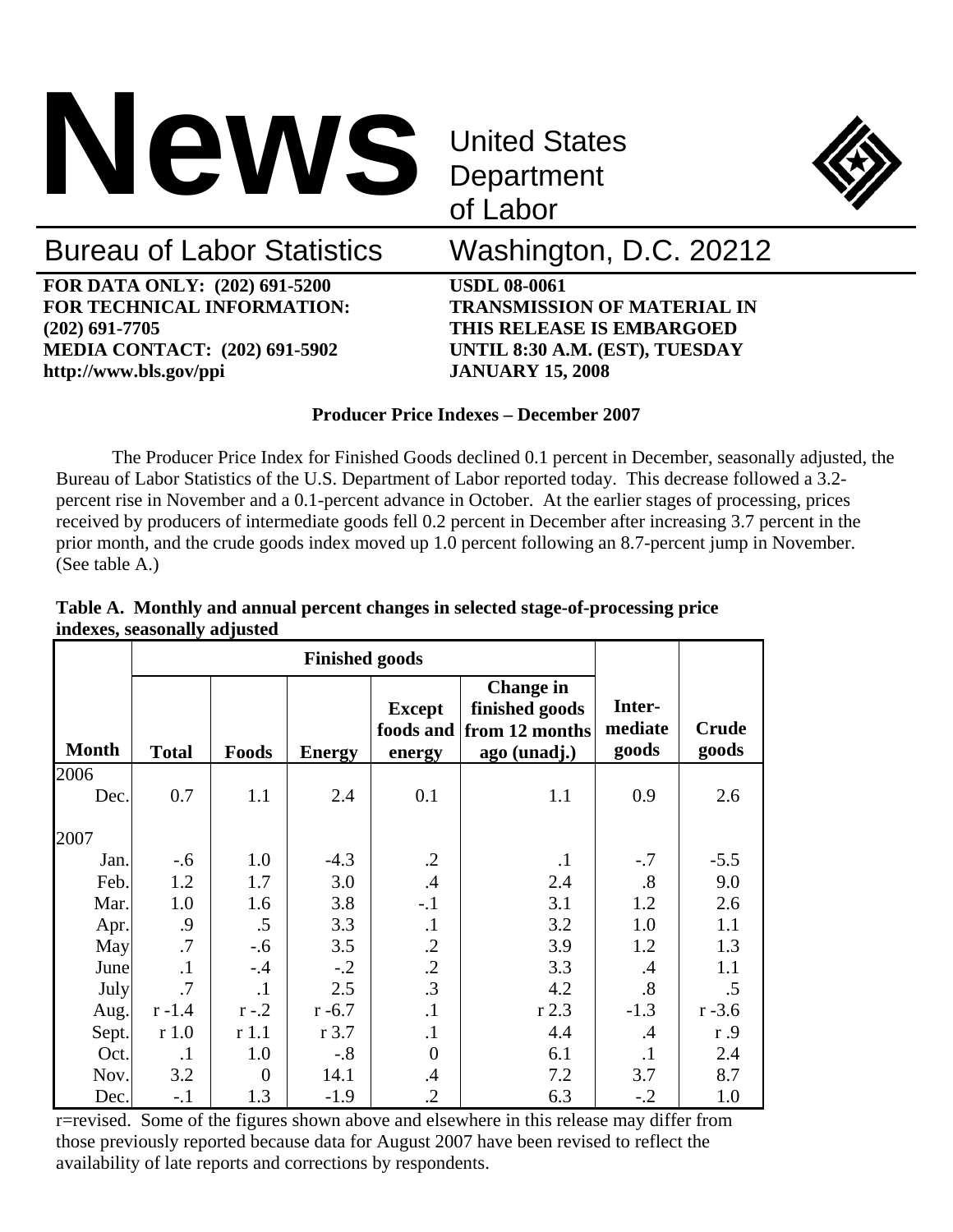# News

United States Department of Labor

Bureau of Labor Statistics    Washington, D.C. 20212

**FOR DATA ONLY: (202) 691-5200**
**FOR TECHNICAL INFORMATION: (202) 691-7705**
**MEDIA CONTACT: (202) 691-5902**
**http://www.bls.gov/ppi**

**USDL 08-0061**
**TRANSMISSION OF MATERIAL IN THIS RELEASE IS EMBARGOED UNTIL 8:30 A.M. (EST), TUESDAY JANUARY 15, 2008**

**Producer Price Indexes – December 2007**

The Producer Price Index for Finished Goods declined 0.1 percent in December, seasonally adjusted, the Bureau of Labor Statistics of the U.S. Department of Labor reported today. This decrease followed a 3.2-percent rise in November and a 0.1-percent advance in October. At the earlier stages of processing, prices received by producers of intermediate goods fell 0.2 percent in December after increasing 3.7 percent in the prior month, and the crude goods index moved up 1.0 percent following an 8.7-percent jump in November. (See table A.)

**Table A. Monthly and annual percent changes in selected stage-of-processing price indexes, seasonally adjusted**

| Month | Finished goods | | | | | Inter-mediate goods | Crude goods |
|---|---|---|---|---|---|---|---|
| | Total | Foods | Energy | Except foods and energy | Change in finished goods from 12 months ago (unadj.) | | |
| 2006 | | | | | | | |
| Dec. | 0.7 | 1.1 | 2.4 | 0.1 | 1.1 | 0.9 | 2.6 |
| 2007 | | | | | | | |
| Jan. | -.6 | 1.0 | -4.3 | .2 | .1 | -.7 | -5.5 |
| Feb. | 1.2 | 1.7 | 3.0 | .4 | 2.4 | .8 | 9.0 |
| Mar. | 1.0 | 1.6 | 3.8 | -.1 | 3.1 | 1.2 | 2.6 |
| Apr. | .9 | .5 | 3.3 | .1 | 3.2 | 1.0 | 1.1 |
| May | .7 | -.6 | 3.5 | .2 | 3.9 | 1.2 | 1.3 |
| June | .1 | -.4 | -.2 | .2 | 3.3 | .4 | 1.1 |
| July | .7 | .1 | 2.5 | .3 | 4.2 | .8 | .5 |
| Aug. | r -1.4 | r -.2 | r -6.7 | .1 | r 2.3 | -1.3 | r -3.6 |
| Sept. | r 1.0 | r 1.1 | r 3.7 | .1 | 4.4 | .4 | r .9 |
| Oct. | .1 | 1.0 | -.8 | 0 | 6.1 | .1 | 2.4 |
| Nov. | 3.2 | 0 | 14.1 | .4 | 7.2 | 3.7 | 8.7 |
| Dec. | -.1 | 1.3 | -1.9 | .2 | 6.3 | -.2 | 1.0 |

r=revised. Some of the figures shown above and elsewhere in this release may differ from those previously reported because data for August 2007 have been revised to reflect the availability of late reports and corrections by respondents.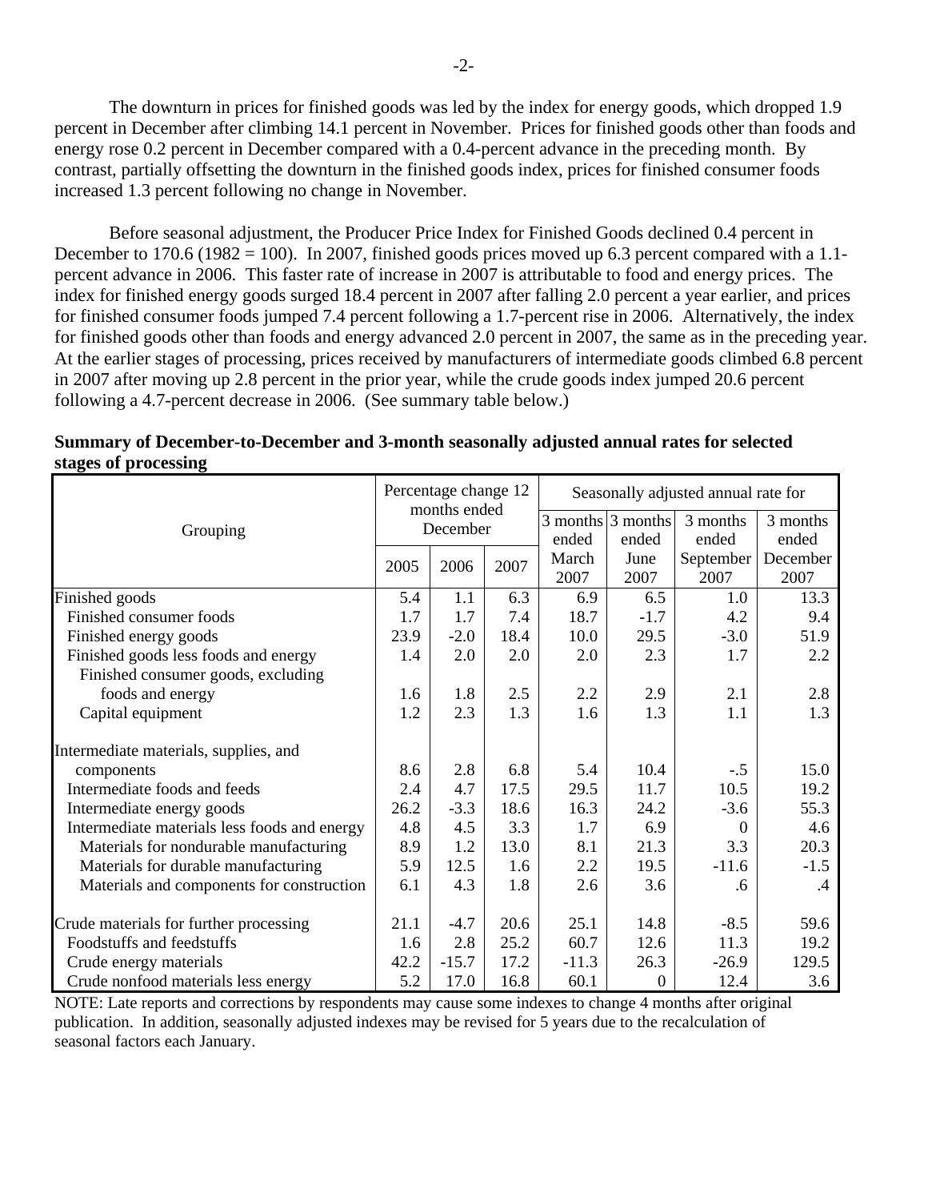The downturn in prices for finished goods was led by the index for energy goods, which dropped 1.9 percent in December after climbing 14.1 percent in November. Prices for finished goods other than foods and energy rose 0.2 percent in December compared with a 0.4-percent advance in the preceding month. By contrast, partially offsetting the downturn in the finished goods index, prices for finished consumer foods increased 1.3 percent following no change in November.

Before seasonal adjustment, the Producer Price Index for Finished Goods declined 0.4 percent in December to 170.6 (1982 = 100). In 2007, finished goods prices moved up 6.3 percent compared with a 1.1-percent advance in 2006. This faster rate of increase in 2007 is attributable to food and energy prices. The index for finished energy goods surged 18.4 percent in 2007 after falling 2.0 percent a year earlier, and prices for finished consumer foods jumped 7.4 percent following a 1.7-percent rise in 2006. Alternatively, the index for finished goods other than foods and energy advanced 2.0 percent in 2007, the same as in the preceding year. At the earlier stages of processing, prices received by manufacturers of intermediate goods climbed 6.8 percent in 2007 after moving up 2.8 percent in the prior year, while the crude goods index jumped 20.6 percent following a 4.7-percent decrease in 2006. (See summary table below.)

**Summary of December-to-December and 3-month seasonally adjusted annual rates for selected stages of processing**

| Grouping | Percentage change 12 months ended December | | | Seasonally adjusted annual rate for | | | |
|---|---|---|---|---|---|---|---|
| | 2005 | 2006 | 2007 | 3 months ended March 2007 | 3 months ended June 2007 | 3 months ended September 2007 | 3 months ended December 2007 |
| Finished goods | 5.4 | 1.1 | 6.3 | 6.9 | 6.5 | 1.0 | 13.3 |
| Finished consumer foods | 1.7 | 1.7 | 7.4 | 18.7 | -1.7 | 4.2 | 9.4 |
| Finished energy goods | 23.9 | -2.0 | 18.4 | 10.0 | 29.5 | -3.0 | 51.9 |
| Finished goods less foods and energy | 1.4 | 2.0 | 2.0 | 2.0 | 2.3 | 1.7 | 2.2 |
| Finished consumer goods, excluding foods and energy | 1.6 | 1.8 | 2.5 | 2.2 | 2.9 | 2.1 | 2.8 |
| Capital equipment | 1.2 | 2.3 | 1.3 | 1.6 | 1.3 | 1.1 | 1.3 |
| Intermediate materials, supplies, and components | 8.6 | 2.8 | 6.8 | 5.4 | 10.4 | -.5 | 15.0 |
| Intermediate foods and feeds | 2.4 | 4.7 | 17.5 | 29.5 | 11.7 | 10.5 | 19.2 |
| Intermediate energy goods | 26.2 | -3.3 | 18.6 | 16.3 | 24.2 | -3.6 | 55.3 |
| Intermediate materials less foods and energy | 4.8 | 4.5 | 3.3 | 1.7 | 6.9 | 0 | 4.6 |
| Materials for nondurable manufacturing | 8.9 | 1.2 | 13.0 | 8.1 | 21.3 | 3.3 | 20.3 |
| Materials for durable manufacturing | 5.9 | 12.5 | 1.6 | 2.2 | 19.5 | -11.6 | -1.5 |
| Materials and components for construction | 6.1 | 4.3 | 1.8 | 2.6 | 3.6 | .6 | .4 |
| Crude materials for further processing | 21.1 | -4.7 | 20.6 | 25.1 | 14.8 | -8.5 | 59.6 |
| Foodstuffs and feedstuffs | 1.6 | 2.8 | 25.2 | 60.7 | 12.6 | 11.3 | 19.2 |
| Crude energy materials | 42.2 | -15.7 | 17.2 | -11.3 | 26.3 | -26.9 | 129.5 |
| Crude nonfood materials less energy | 5.2 | 17.0 | 16.8 | 60.1 | 0 | 12.4 | 3.6 |

NOTE: Late reports and corrections by respondents may cause some indexes to change 4 months after original publication. In addition, seasonally adjusted indexes may be revised for 5 years due to the recalculation of seasonal factors each January.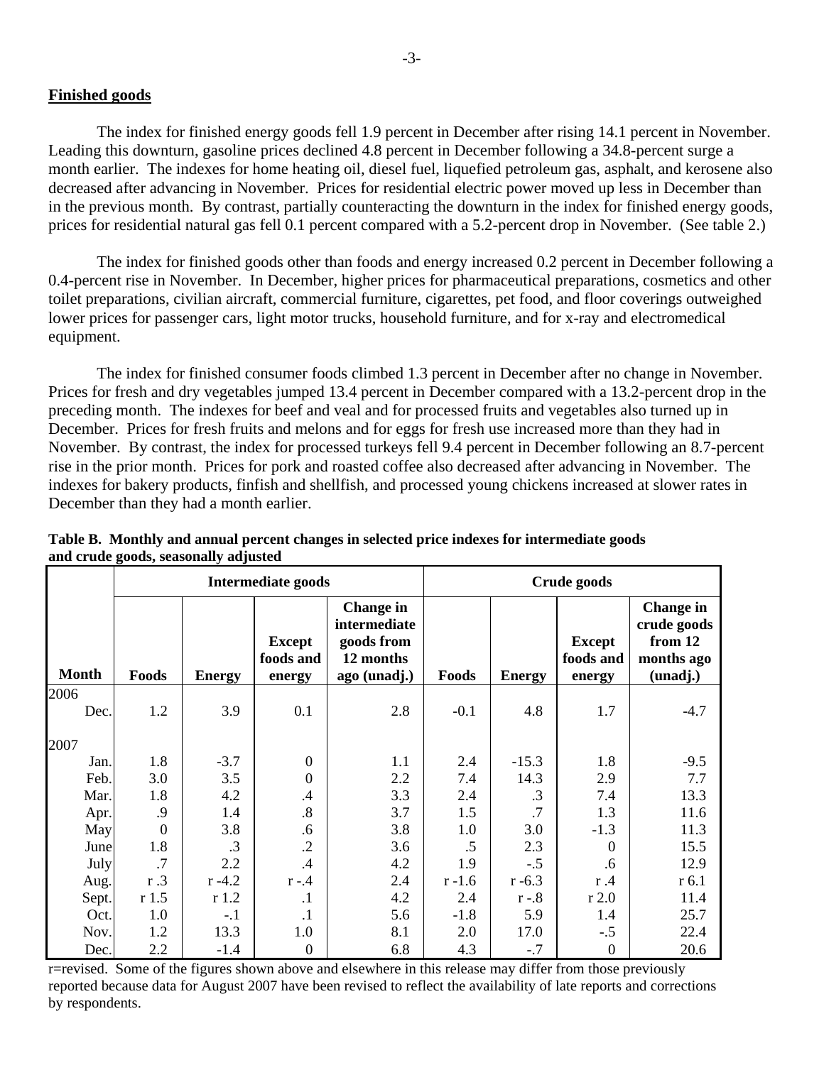## Finished goods

The index for finished energy goods fell 1.9 percent in December after rising 14.1 percent in November. Leading this downturn, gasoline prices declined 4.8 percent in December following a 34.8-percent surge a month earlier. The indexes for home heating oil, diesel fuel, liquefied petroleum gas, asphalt, and kerosene also decreased after advancing in November. Prices for residential electric power moved up less in December than in the previous month. By contrast, partially counteracting the downturn in the index for finished energy goods, prices for residential natural gas fell 0.1 percent compared with a 5.2-percent drop in November. (See table 2.)

The index for finished goods other than foods and energy increased 0.2 percent in December following a 0.4-percent rise in November. In December, higher prices for pharmaceutical preparations, cosmetics and other toilet preparations, civilian aircraft, commercial furniture, cigarettes, pet food, and floor coverings outweighed lower prices for passenger cars, light motor trucks, household furniture, and for x-ray and electromedical equipment.

The index for finished consumer foods climbed 1.3 percent in December after no change in November. Prices for fresh and dry vegetables jumped 13.4 percent in December compared with a 13.2-percent drop in the preceding month. The indexes for beef and veal and for processed fruits and vegetables also turned up in December. Prices for fresh fruits and melons and for eggs for fresh use increased more than they had in November. By contrast, the index for processed turkeys fell 9.4 percent in December following an 8.7-percent rise in the prior month. Prices for pork and roasted coffee also decreased after advancing in November. The indexes for bakery products, finfish and shellfish, and processed young chickens increased at slower rates in December than they had a month earlier.

**Table B. Monthly and annual percent changes in selected price indexes for intermediate goods and crude goods, seasonally adjusted**

| | Intermediate goods | | | | Crude goods | | | |
|---|---|---|---|---|---|---|---|---|
| Month | Foods | Energy | Except foods and energy | Change in intermediate goods from 12 months ago (unadj.) | Foods | Energy | Except foods and energy | Change in crude goods from 12 months ago (unadj.) |
| 2006 | | | | | | | | |
| Dec. | 1.2 | 3.9 | 0.1 | 2.8 | -0.1 | 4.8 | 1.7 | -4.7 |
| 2007 | | | | | | | | |
| Jan. | 1.8 | -3.7 | 0 | 1.1 | 2.4 | -15.3 | 1.8 | -9.5 |
| Feb. | 3.0 | 3.5 | 0 | 2.2 | 7.4 | 14.3 | 2.9 | 7.7 |
| Mar. | 1.8 | 4.2 | .4 | 3.3 | 2.4 | .3 | 7.4 | 13.3 |
| Apr. | .9 | 1.4 | .8 | 3.7 | 1.5 | .7 | 1.3 | 11.6 |
| May | 0 | 3.8 | .6 | 3.8 | 1.0 | 3.0 | -1.3 | 11.3 |
| June | 1.8 | .3 | .2 | 3.6 | .5 | 2.3 | 0 | 15.5 |
| July | .7 | 2.2 | .4 | 4.2 | 1.9 | -.5 | .6 | 12.9 |
| Aug. | r .3 | r -4.2 | r -.4 | 2.4 | r -1.6 | r -6.3 | r .4 | r 6.1 |
| Sept. | r 1.5 | r 1.2 | .1 | 4.2 | 2.4 | r -.8 | r 2.0 | 11.4 |
| Oct. | 1.0 | -.1 | .1 | 5.6 | -1.8 | 5.9 | 1.4 | 25.7 |
| Nov. | 1.2 | 13.3 | 1.0 | 8.1 | 2.0 | 17.0 | -.5 | 22.4 |
| Dec. | 2.2 | -1.4 | 0 | 6.8 | 4.3 | -.7 | 0 | 20.6 |

r=revised. Some of the figures shown above and elsewhere in this release may differ from those previously reported because data for August 2007 have been revised to reflect the availability of late reports and corrections by respondents.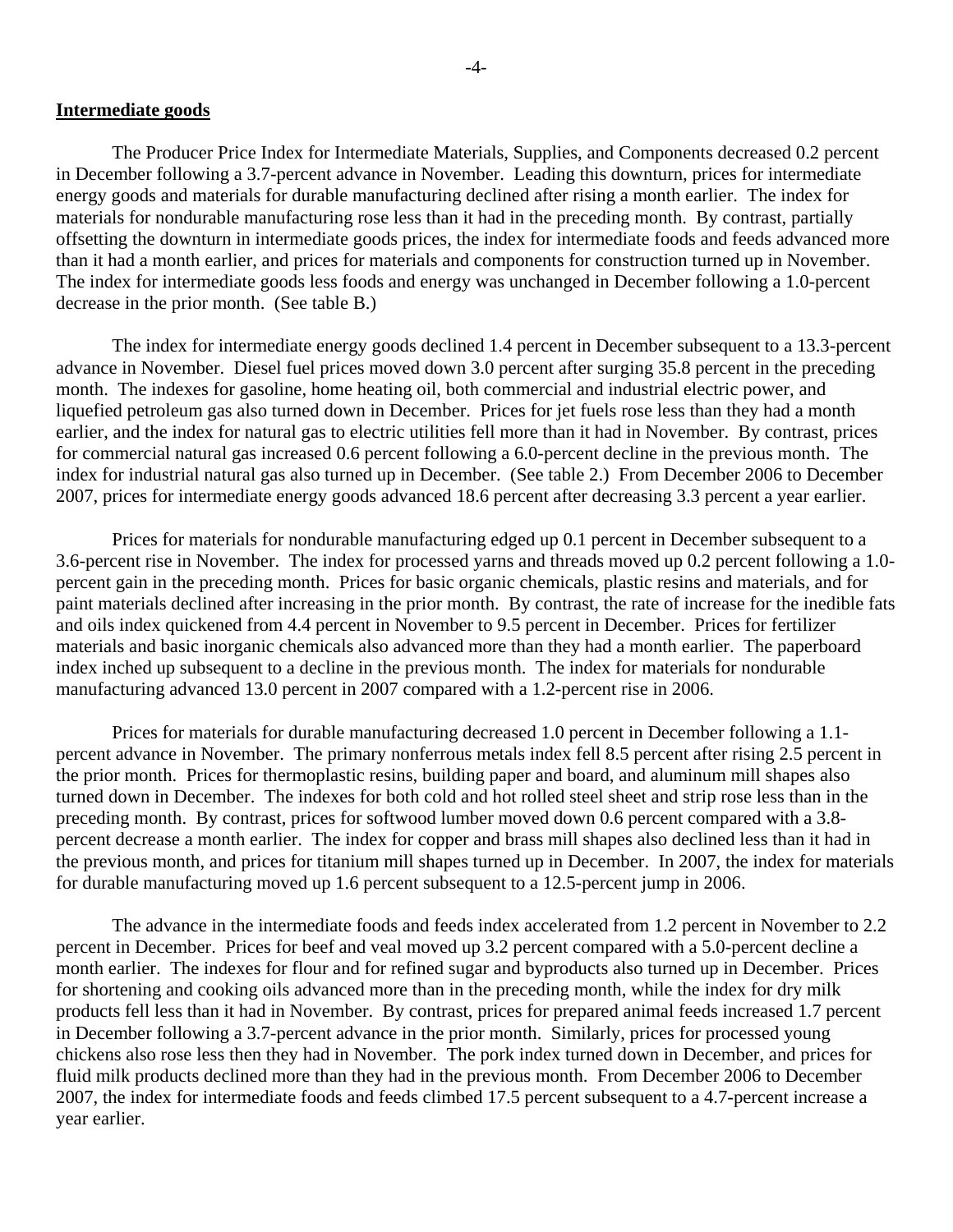**Intermediate goods**

The Producer Price Index for Intermediate Materials, Supplies, and Components decreased 0.2 percent in December following a 3.7-percent advance in November. Leading this downturn, prices for intermediate energy goods and materials for durable manufacturing declined after rising a month earlier. The index for materials for nondurable manufacturing rose less than it had in the preceding month. By contrast, partially offsetting the downturn in intermediate goods prices, the index for intermediate foods and feeds advanced more than it had a month earlier, and prices for materials and components for construction turned up in November. The index for intermediate goods less foods and energy was unchanged in December following a 1.0-percent decrease in the prior month. (See table B.)

The index for intermediate energy goods declined 1.4 percent in December subsequent to a 13.3-percent advance in November. Diesel fuel prices moved down 3.0 percent after surging 35.8 percent in the preceding month. The indexes for gasoline, home heating oil, both commercial and industrial electric power, and liquefied petroleum gas also turned down in December. Prices for jet fuels rose less than they had a month earlier, and the index for natural gas to electric utilities fell more than it had in November. By contrast, prices for commercial natural gas increased 0.6 percent following a 6.0-percent decline in the previous month. The index for industrial natural gas also turned up in December. (See table 2.) From December 2006 to December 2007, prices for intermediate energy goods advanced 18.6 percent after decreasing 3.3 percent a year earlier.

Prices for materials for nondurable manufacturing edged up 0.1 percent in December subsequent to a 3.6-percent rise in November. The index for processed yarns and threads moved up 0.2 percent following a 1.0-percent gain in the preceding month. Prices for basic organic chemicals, plastic resins and materials, and for paint materials declined after increasing in the prior month. By contrast, the rate of increase for the inedible fats and oils index quickened from 4.4 percent in November to 9.5 percent in December. Prices for fertilizer materials and basic inorganic chemicals also advanced more than they had a month earlier. The paperboard index inched up subsequent to a decline in the previous month. The index for materials for nondurable manufacturing advanced 13.0 percent in 2007 compared with a 1.2-percent rise in 2006.

Prices for materials for durable manufacturing decreased 1.0 percent in December following a 1.1-percent advance in November. The primary nonferrous metals index fell 8.5 percent after rising 2.5 percent in the prior month. Prices for thermoplastic resins, building paper and board, and aluminum mill shapes also turned down in December. The indexes for both cold and hot rolled steel sheet and strip rose less than in the preceding month. By contrast, prices for softwood lumber moved down 0.6 percent compared with a 3.8-percent decrease a month earlier. The index for copper and brass mill shapes also declined less than it had in the previous month, and prices for titanium mill shapes turned up in December. In 2007, the index for materials for durable manufacturing moved up 1.6 percent subsequent to a 12.5-percent jump in 2006.

The advance in the intermediate foods and feeds index accelerated from 1.2 percent in November to 2.2 percent in December. Prices for beef and veal moved up 3.2 percent compared with a 5.0-percent decline a month earlier. The indexes for flour and for refined sugar and byproducts also turned up in December. Prices for shortening and cooking oils advanced more than in the preceding month, while the index for dry milk products fell less than it had in November. By contrast, prices for prepared animal feeds increased 1.7 percent in December following a 3.7-percent advance in the prior month. Similarly, prices for processed young chickens also rose less then they had in November. The pork index turned down in December, and prices for fluid milk products declined more than they had in the previous month. From December 2006 to December 2007, the index for intermediate foods and feeds climbed 17.5 percent subsequent to a 4.7-percent increase a year earlier.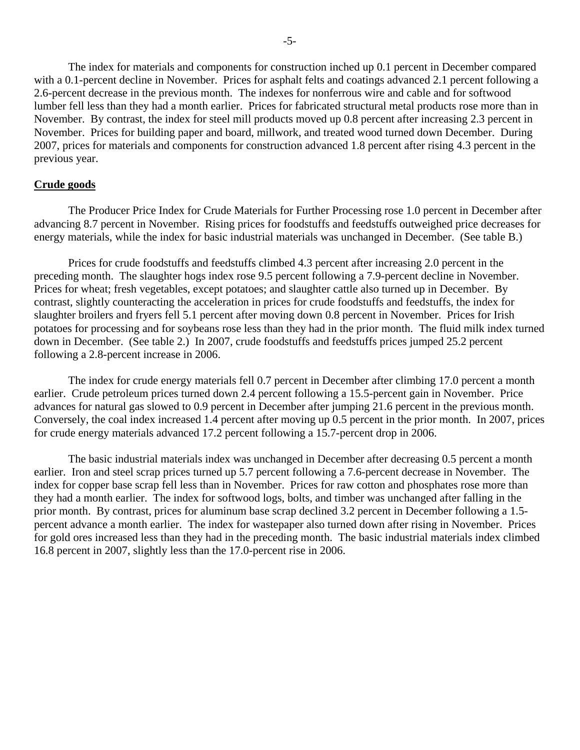The index for materials and components for construction inched up 0.1 percent in December compared with a 0.1-percent decline in November. Prices for asphalt felts and coatings advanced 2.1 percent following a 2.6-percent decrease in the previous month. The indexes for nonferrous wire and cable and for softwood lumber fell less than they had a month earlier. Prices for fabricated structural metal products rose more than in November. By contrast, the index for steel mill products moved up 0.8 percent after increasing 2.3 percent in November. Prices for building paper and board, millwork, and treated wood turned down December. During 2007, prices for materials and components for construction advanced 1.8 percent after rising 4.3 percent in the previous year.

**Crude goods**

The Producer Price Index for Crude Materials for Further Processing rose 1.0 percent in December after advancing 8.7 percent in November. Rising prices for foodstuffs and feedstuffs outweighed price decreases for energy materials, while the index for basic industrial materials was unchanged in December. (See table B.)

Prices for crude foodstuffs and feedstuffs climbed 4.3 percent after increasing 2.0 percent in the preceding month. The slaughter hogs index rose 9.5 percent following a 7.9-percent decline in November. Prices for wheat; fresh vegetables, except potatoes; and slaughter cattle also turned up in December. By contrast, slightly counteracting the acceleration in prices for crude foodstuffs and feedstuffs, the index for slaughter broilers and fryers fell 5.1 percent after moving down 0.8 percent in November. Prices for Irish potatoes for processing and for soybeans rose less than they had in the prior month. The fluid milk index turned down in December. (See table 2.) In 2007, crude foodstuffs and feedstuffs prices jumped 25.2 percent following a 2.8-percent increase in 2006.

The index for crude energy materials fell 0.7 percent in December after climbing 17.0 percent a month earlier. Crude petroleum prices turned down 2.4 percent following a 15.5-percent gain in November. Price advances for natural gas slowed to 0.9 percent in December after jumping 21.6 percent in the previous month. Conversely, the coal index increased 1.4 percent after moving up 0.5 percent in the prior month. In 2007, prices for crude energy materials advanced 17.2 percent following a 15.7-percent drop in 2006.

The basic industrial materials index was unchanged in December after decreasing 0.5 percent a month earlier. Iron and steel scrap prices turned up 5.7 percent following a 7.6-percent decrease in November. The index for copper base scrap fell less than in November. Prices for raw cotton and phosphates rose more than they had a month earlier. The index for softwood logs, bolts, and timber was unchanged after falling in the prior month. By contrast, prices for aluminum base scrap declined 3.2 percent in December following a 1.5-percent advance a month earlier. The index for wastepaper also turned down after rising in November. Prices for gold ores increased less than they had in the preceding month. The basic industrial materials index climbed 16.8 percent in 2007, slightly less than the 17.0-percent rise in 2006.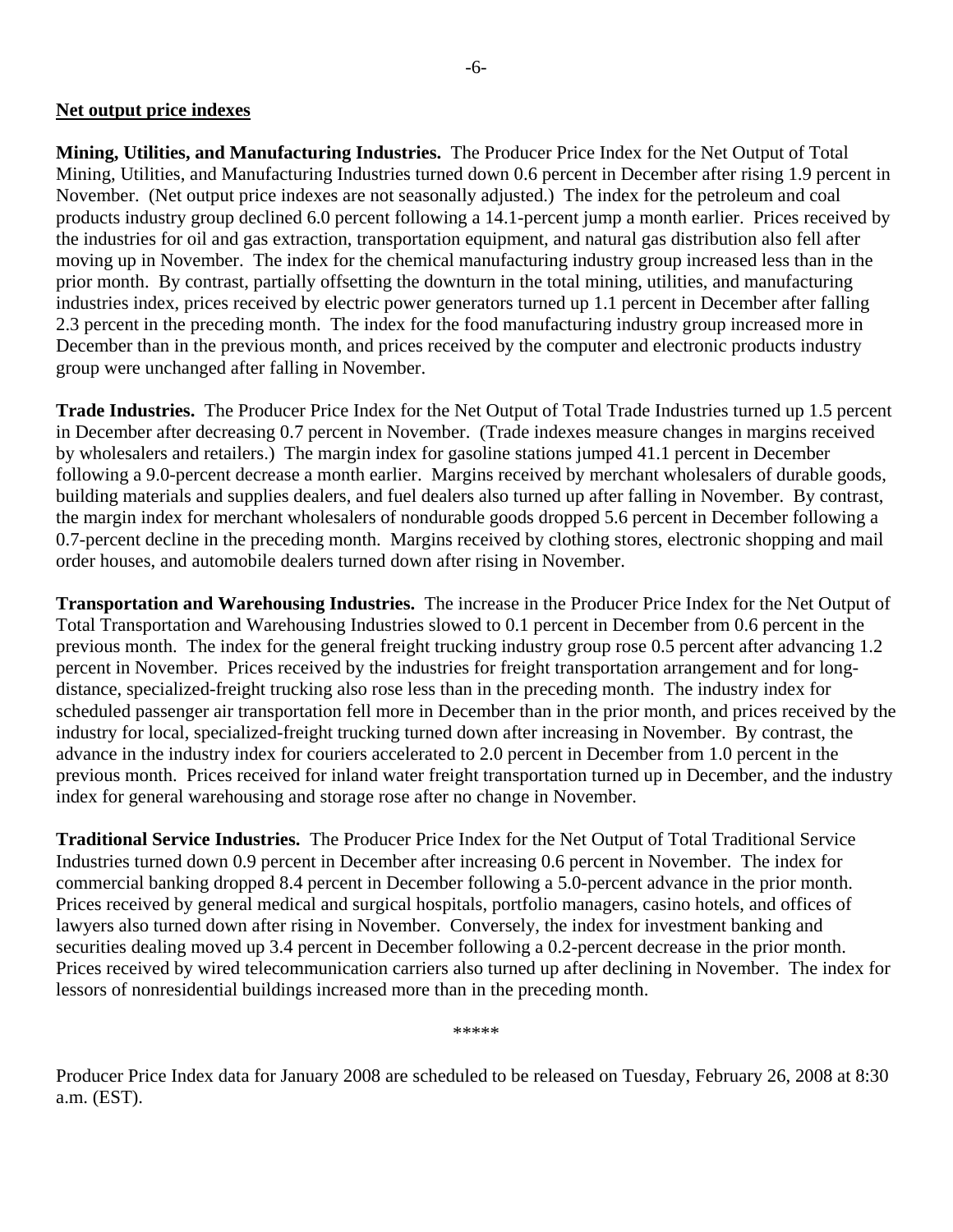## Net output price indexes

**Mining, Utilities, and Manufacturing Industries.** The Producer Price Index for the Net Output of Total Mining, Utilities, and Manufacturing Industries turned down 0.6 percent in December after rising 1.9 percent in November. (Net output price indexes are not seasonally adjusted.) The index for the petroleum and coal products industry group declined 6.0 percent following a 14.1-percent jump a month earlier. Prices received by the industries for oil and gas extraction, transportation equipment, and natural gas distribution also fell after moving up in November. The index for the chemical manufacturing industry group increased less than in the prior month. By contrast, partially offsetting the downturn in the total mining, utilities, and manufacturing industries index, prices received by electric power generators turned up 1.1 percent in December after falling 2.3 percent in the preceding month. The index for the food manufacturing industry group increased more in December than in the previous month, and prices received by the computer and electronic products industry group were unchanged after falling in November.

**Trade Industries.** The Producer Price Index for the Net Output of Total Trade Industries turned up 1.5 percent in December after decreasing 0.7 percent in November. (Trade indexes measure changes in margins received by wholesalers and retailers.) The margin index for gasoline stations jumped 41.1 percent in December following a 9.0-percent decrease a month earlier. Margins received by merchant wholesalers of durable goods, building materials and supplies dealers, and fuel dealers also turned up after falling in November. By contrast, the margin index for merchant wholesalers of nondurable goods dropped 5.6 percent in December following a 0.7-percent decline in the preceding month. Margins received by clothing stores, electronic shopping and mail order houses, and automobile dealers turned down after rising in November.

**Transportation and Warehousing Industries.** The increase in the Producer Price Index for the Net Output of Total Transportation and Warehousing Industries slowed to 0.1 percent in December from 0.6 percent in the previous month. The index for the general freight trucking industry group rose 0.5 percent after advancing 1.2 percent in November. Prices received by the industries for freight transportation arrangement and for long-distance, specialized-freight trucking also rose less than in the preceding month. The industry index for scheduled passenger air transportation fell more in December than in the prior month, and prices received by the industry for local, specialized-freight trucking turned down after increasing in November. By contrast, the advance in the industry index for couriers accelerated to 2.0 percent in December from 1.0 percent in the previous month. Prices received for inland water freight transportation turned up in December, and the industry index for general warehousing and storage rose after no change in November.

**Traditional Service Industries.** The Producer Price Index for the Net Output of Total Traditional Service Industries turned down 0.9 percent in December after increasing 0.6 percent in November. The index for commercial banking dropped 8.4 percent in December following a 5.0-percent advance in the prior month. Prices received by general medical and surgical hospitals, portfolio managers, casino hotels, and offices of lawyers also turned down after rising in November. Conversely, the index for investment banking and securities dealing moved up 3.4 percent in December following a 0.2-percent decrease in the prior month. Prices received by wired telecommunication carriers also turned up after declining in November. The index for lessors of nonresidential buildings increased more than in the preceding month.

*****

Producer Price Index data for January 2008 are scheduled to be released on Tuesday, February 26, 2008 at 8:30 a.m. (EST).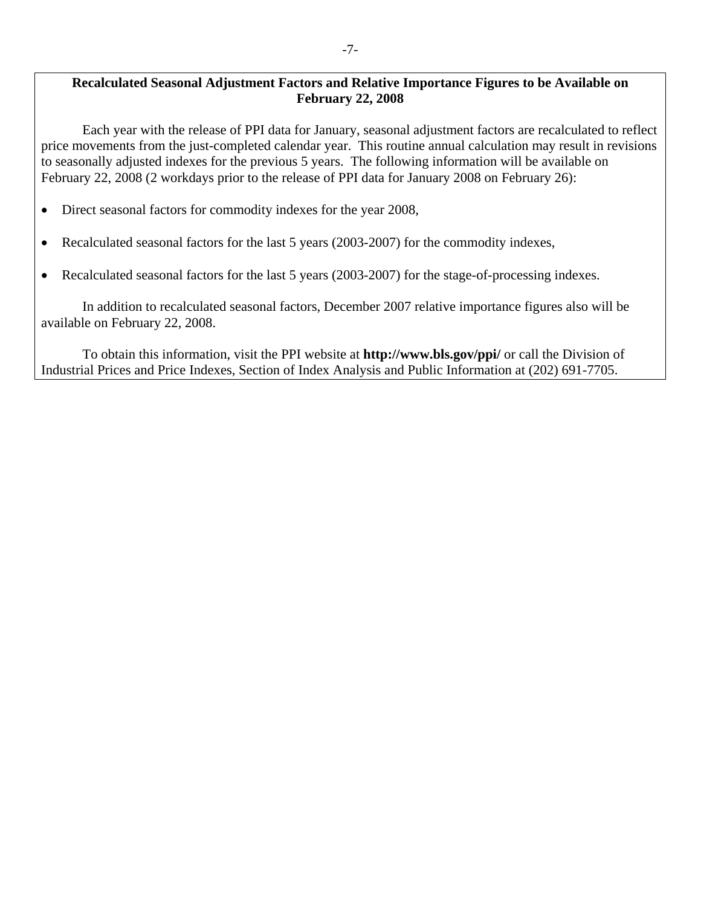## Recalculated Seasonal Adjustment Factors and Relative Importance Figures to be Available on February 22, 2008

Each year with the release of PPI data for January, seasonal adjustment factors are recalculated to reflect price movements from the just-completed calendar year. This routine annual calculation may result in revisions to seasonally adjusted indexes for the previous 5 years. The following information will be available on February 22, 2008 (2 workdays prior to the release of PPI data for January 2008 on February 26):

- Direct seasonal factors for commodity indexes for the year 2008,
- Recalculated seasonal factors for the last 5 years (2003-2007) for the commodity indexes,
- Recalculated seasonal factors for the last 5 years (2003-2007) for the stage-of-processing indexes.

In addition to recalculated seasonal factors, December 2007 relative importance figures also will be available on February 22, 2008.

To obtain this information, visit the PPI website at **http://www.bls.gov/ppi/** or call the Division of Industrial Prices and Price Indexes, Section of Index Analysis and Public Information at (202) 691-7705.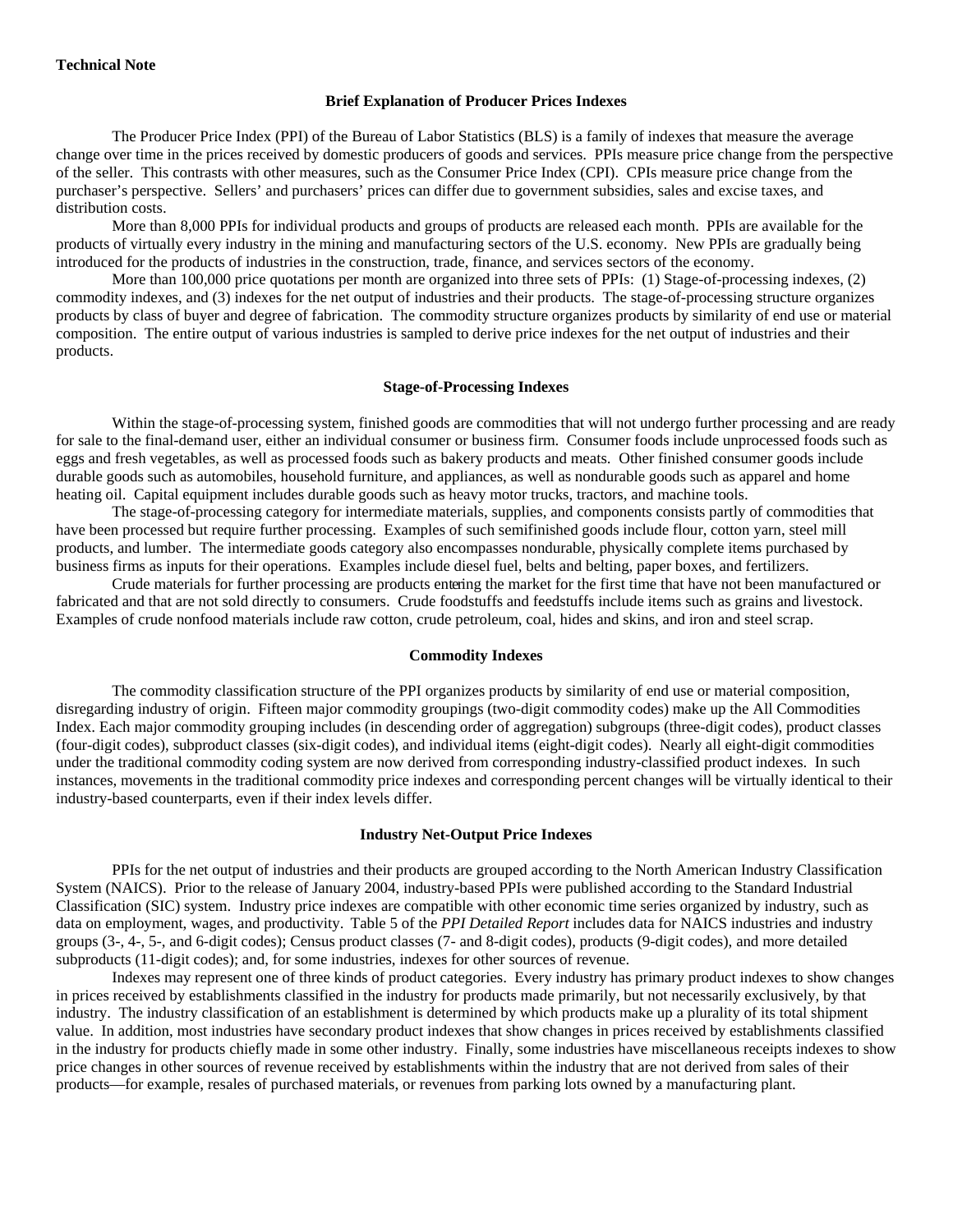**Technical Note**

## Brief Explanation of Producer Prices Indexes

The Producer Price Index (PPI) of the Bureau of Labor Statistics (BLS) is a family of indexes that measure the average change over time in the prices received by domestic producers of goods and services. PPIs measure price change from the perspective of the seller. This contrasts with other measures, such as the Consumer Price Index (CPI). CPIs measure price change from the purchaser's perspective. Sellers' and purchasers' prices can differ due to government subsidies, sales and excise taxes, and distribution costs.

More than 8,000 PPIs for individual products and groups of products are released each month. PPIs are available for the products of virtually every industry in the mining and manufacturing sectors of the U.S. economy. New PPIs are gradually being introduced for the products of industries in the construction, trade, finance, and services sectors of the economy.

More than 100,000 price quotations per month are organized into three sets of PPIs: (1) Stage-of-processing indexes, (2) commodity indexes, and (3) indexes for the net output of industries and their products. The stage-of-processing structure organizes products by class of buyer and degree of fabrication. The commodity structure organizes products by similarity of end use or material composition. The entire output of various industries is sampled to derive price indexes for the net output of industries and their products.

## Stage-of-Processing Indexes

Within the stage-of-processing system, finished goods are commodities that will not undergo further processing and are ready for sale to the final-demand user, either an individual consumer or business firm. Consumer foods include unprocessed foods such as eggs and fresh vegetables, as well as processed foods such as bakery products and meats. Other finished consumer goods include durable goods such as automobiles, household furniture, and appliances, as well as nondurable goods such as apparel and home heating oil. Capital equipment includes durable goods such as heavy motor trucks, tractors, and machine tools.

The stage-of-processing category for intermediate materials, supplies, and components consists partly of commodities that have been processed but require further processing. Examples of such semifinished goods include flour, cotton yarn, steel mill products, and lumber. The intermediate goods category also encompasses nondurable, physically complete items purchased by business firms as inputs for their operations. Examples include diesel fuel, belts and belting, paper boxes, and fertilizers.

Crude materials for further processing are products entering the market for the first time that have not been manufactured or fabricated and that are not sold directly to consumers. Crude foodstuffs and feedstuffs include items such as grains and livestock. Examples of crude nonfood materials include raw cotton, crude petroleum, coal, hides and skins, and iron and steel scrap.

## Commodity Indexes

The commodity classification structure of the PPI organizes products by similarity of end use or material composition, disregarding industry of origin. Fifteen major commodity groupings (two-digit commodity codes) make up the All Commodities Index. Each major commodity grouping includes (in descending order of aggregation) subgroups (three-digit codes), product classes (four-digit codes), subproduct classes (six-digit codes), and individual items (eight-digit codes). Nearly all eight-digit commodities under the traditional commodity coding system are now derived from corresponding industry-classified product indexes. In such instances, movements in the traditional commodity price indexes and corresponding percent changes will be virtually identical to their industry-based counterparts, even if their index levels differ.

## Industry Net-Output Price Indexes

PPIs for the net output of industries and their products are grouped according to the North American Industry Classification System (NAICS). Prior to the release of January 2004, industry-based PPIs were published according to the Standard Industrial Classification (SIC) system. Industry price indexes are compatible with other economic time series organized by industry, such as data on employment, wages, and productivity. Table 5 of the *PPI Detailed Report* includes data for NAICS industries and industry groups (3-, 4-, 5-, and 6-digit codes); Census product classes (7- and 8-digit codes), products (9-digit codes), and more detailed subproducts (11-digit codes); and, for some industries, indexes for other sources of revenue.

Indexes may represent one of three kinds of product categories. Every industry has primary product indexes to show changes in prices received by establishments classified in the industry for products made primarily, but not necessarily exclusively, by that industry. The industry classification of an establishment is determined by which products make up a plurality of its total shipment value. In addition, most industries have secondary product indexes that show changes in prices received by establishments classified in the industry for products chiefly made in some other industry. Finally, some industries have miscellaneous receipts indexes to show price changes in other sources of revenue received by establishments within the industry that are not derived from sales of their products—for example, resales of purchased materials, or revenues from parking lots owned by a manufacturing plant.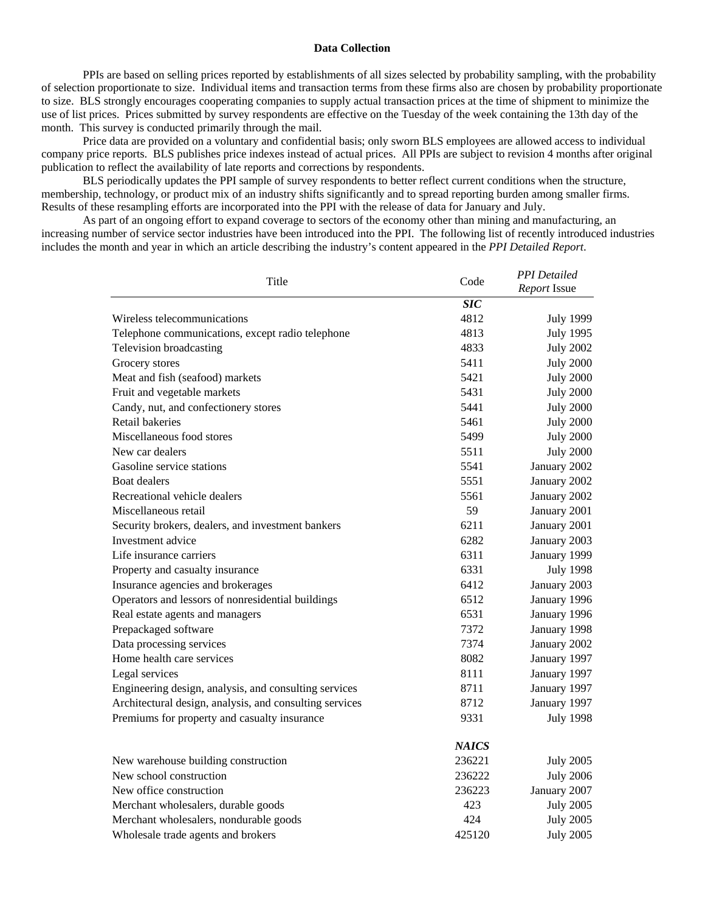## Data Collection

PPIs are based on selling prices reported by establishments of all sizes selected by probability sampling, with the probability of selection proportionate to size. Individual items and transaction terms from these firms also are chosen by probability proportionate to size. BLS strongly encourages cooperating companies to supply actual transaction prices at the time of shipment to minimize the use of list prices. Prices submitted by survey respondents are effective on the Tuesday of the week containing the 13th day of the month. This survey is conducted primarily through the mail.

Price data are provided on a voluntary and confidential basis; only sworn BLS employees are allowed access to individual company price reports. BLS publishes price indexes instead of actual prices. All PPIs are subject to revision 4 months after original publication to reflect the availability of late reports and corrections by respondents.

BLS periodically updates the PPI sample of survey respondents to better reflect current conditions when the structure, membership, technology, or product mix of an industry shifts significantly and to spread reporting burden among smaller firms. Results of these resampling efforts are incorporated into the PPI with the release of data for January and July.

As part of an ongoing effort to expand coverage to sectors of the economy other than mining and manufacturing, an increasing number of service sector industries have been introduced into the PPI. The following list of recently introduced industries includes the month and year in which an article describing the industry's content appeared in the *PPI Detailed Report*.

| Title | Code | *PPI Detailed Report* Issue |
|---|---|---|
| | ***SIC*** | |
| Wireless telecommunications | 4812 | July 1999 |
| Telephone communications, except radio telephone | 4813 | July 1995 |
| Television broadcasting | 4833 | July 2002 |
| Grocery stores | 5411 | July 2000 |
| Meat and fish (seafood) markets | 5421 | July 2000 |
| Fruit and vegetable markets | 5431 | July 2000 |
| Candy, nut, and confectionery stores | 5441 | July 2000 |
| Retail bakeries | 5461 | July 2000 |
| Miscellaneous food stores | 5499 | July 2000 |
| New car dealers | 5511 | July 2000 |
| Gasoline service stations | 5541 | January 2002 |
| Boat dealers | 5551 | January 2002 |
| Recreational vehicle dealers | 5561 | January 2002 |
| Miscellaneous retail | 59 | January 2001 |
| Security brokers, dealers, and investment bankers | 6211 | January 2001 |
| Investment advice | 6282 | January 2003 |
| Life insurance carriers | 6311 | January 1999 |
| Property and casualty insurance | 6331 | July 1998 |
| Insurance agencies and brokerages | 6412 | January 2003 |
| Operators and lessors of nonresidential buildings | 6512 | January 1996 |
| Real estate agents and managers | 6531 | January 1996 |
| Prepackaged software | 7372 | January 1998 |
| Data processing services | 7374 | January 2002 |
| Home health care services | 8082 | January 1997 |
| Legal services | 8111 | January 1997 |
| Engineering design, analysis, and consulting services | 8711 | January 1997 |
| Architectural design, analysis, and consulting services | 8712 | January 1997 |
| Premiums for property and casualty insurance | 9331 | July 1998 |
| | ***NAICS*** | |
| New warehouse building construction | 236221 | July 2005 |
| New school construction | 236222 | July 2006 |
| New office construction | 236223 | January 2007 |
| Merchant wholesalers, durable goods | 423 | July 2005 |
| Merchant wholesalers, nondurable goods | 424 | July 2005 |
| Wholesale trade agents and brokers | 425120 | July 2005 |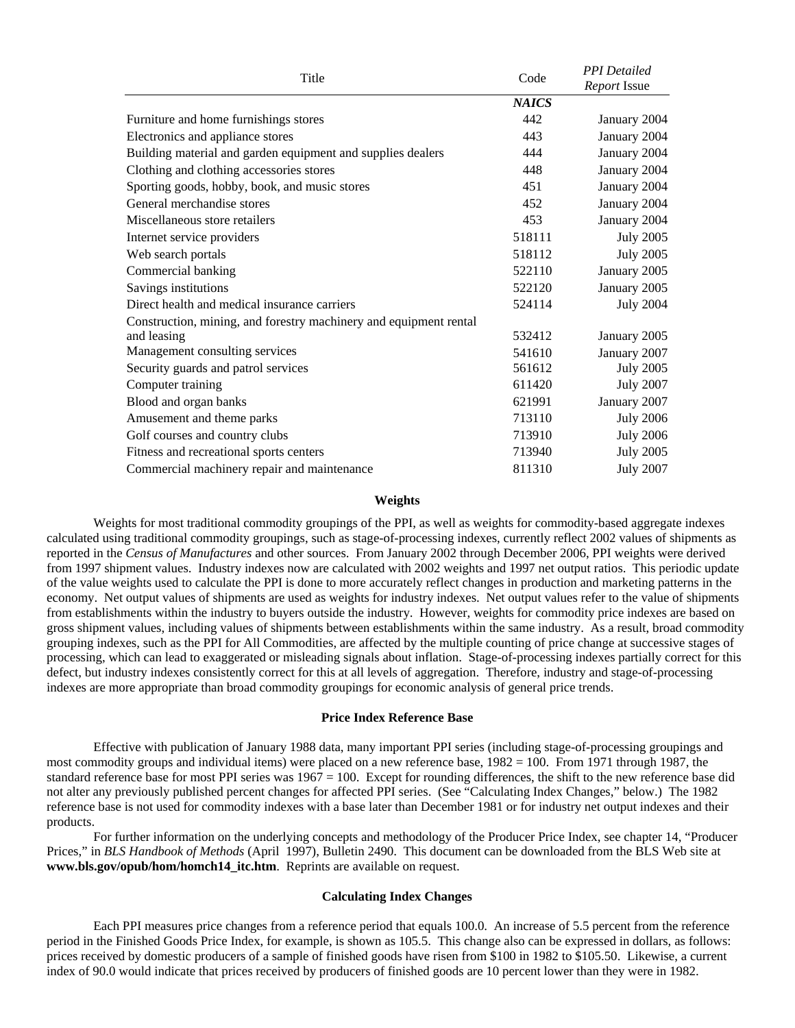| Title | Code | *PPI Detailed Report* Issue |
|---|---|---|
| | ***NAICS*** | |
| Furniture and home furnishings stores | 442 | January 2004 |
| Electronics and appliance stores | 443 | January 2004 |
| Building material and garden equipment and supplies dealers | 444 | January 2004 |
| Clothing and clothing accessories stores | 448 | January 2004 |
| Sporting goods, hobby, book, and music stores | 451 | January 2004 |
| General merchandise stores | 452 | January 2004 |
| Miscellaneous store retailers | 453 | January 2004 |
| Internet service providers | 518111 | July 2005 |
| Web search portals | 518112 | July 2005 |
| Commercial banking | 522110 | January 2005 |
| Savings institutions | 522120 | January 2005 |
| Direct health and medical insurance carriers | 524114 | July 2004 |
| Construction, mining, and forestry machinery and equipment rental and leasing | 532412 | January 2005 |
| Management consulting services | 541610 | January 2007 |
| Security guards and patrol services | 561612 | July 2005 |
| Computer training | 611420 | July 2007 |
| Blood and organ banks | 621991 | January 2007 |
| Amusement and theme parks | 713110 | July 2006 |
| Golf courses and country clubs | 713910 | July 2006 |
| Fitness and recreational sports centers | 713940 | July 2005 |
| Commercial machinery repair and maintenance | 811310 | July 2007 |

### Weights

Weights for most traditional commodity groupings of the PPI, as well as weights for commodity-based aggregate indexes calculated using traditional commodity groupings, such as stage-of-processing indexes, currently reflect 2002 values of shipments as reported in the *Census of Manufactures* and other sources. From January 2002 through December 2006, PPI weights were derived from 1997 shipment values. Industry indexes now are calculated with 2002 weights and 1997 net output ratios. This periodic update of the value weights used to calculate the PPI is done to more accurately reflect changes in production and marketing patterns in the economy. Net output values of shipments are used as weights for industry indexes. Net output values refer to the value of shipments from establishments within the industry to buyers outside the industry. However, weights for commodity price indexes are based on gross shipment values, including values of shipments between establishments within the same industry. As a result, broad commodity grouping indexes, such as the PPI for All Commodities, are affected by the multiple counting of price change at successive stages of processing, which can lead to exaggerated or misleading signals about inflation. Stage-of-processing indexes partially correct for this defect, but industry indexes consistently correct for this at all levels of aggregation. Therefore, industry and stage-of-processing indexes are more appropriate than broad commodity groupings for economic analysis of general price trends.

### Price Index Reference Base

Effective with publication of January 1988 data, many important PPI series (including stage-of-processing groupings and most commodity groups and individual items) were placed on a new reference base, 1982 = 100. From 1971 through 1987, the standard reference base for most PPI series was 1967 = 100. Except for rounding differences, the shift to the new reference base did not alter any previously published percent changes for affected PPI series. (See "Calculating Index Changes," below.) The 1982 reference base is not used for commodity indexes with a base later than December 1981 or for industry net output indexes and their products.

For further information on the underlying concepts and methodology of the Producer Price Index, see chapter 14, "Producer Prices," in *BLS Handbook of Methods* (April 1997), Bulletin 2490. This document can be downloaded from the BLS Web site at **www.bls.gov/opub/hom/homch14_itc.htm**. Reprints are available on request.

### Calculating Index Changes

Each PPI measures price changes from a reference period that equals 100.0. An increase of 5.5 percent from the reference period in the Finished Goods Price Index, for example, is shown as 105.5. This change also can be expressed in dollars, as follows: prices received by domestic producers of a sample of finished goods have risen from $100 in 1982 to $105.50. Likewise, a current index of 90.0 would indicate that prices received by producers of finished goods are 10 percent lower than they were in 1982.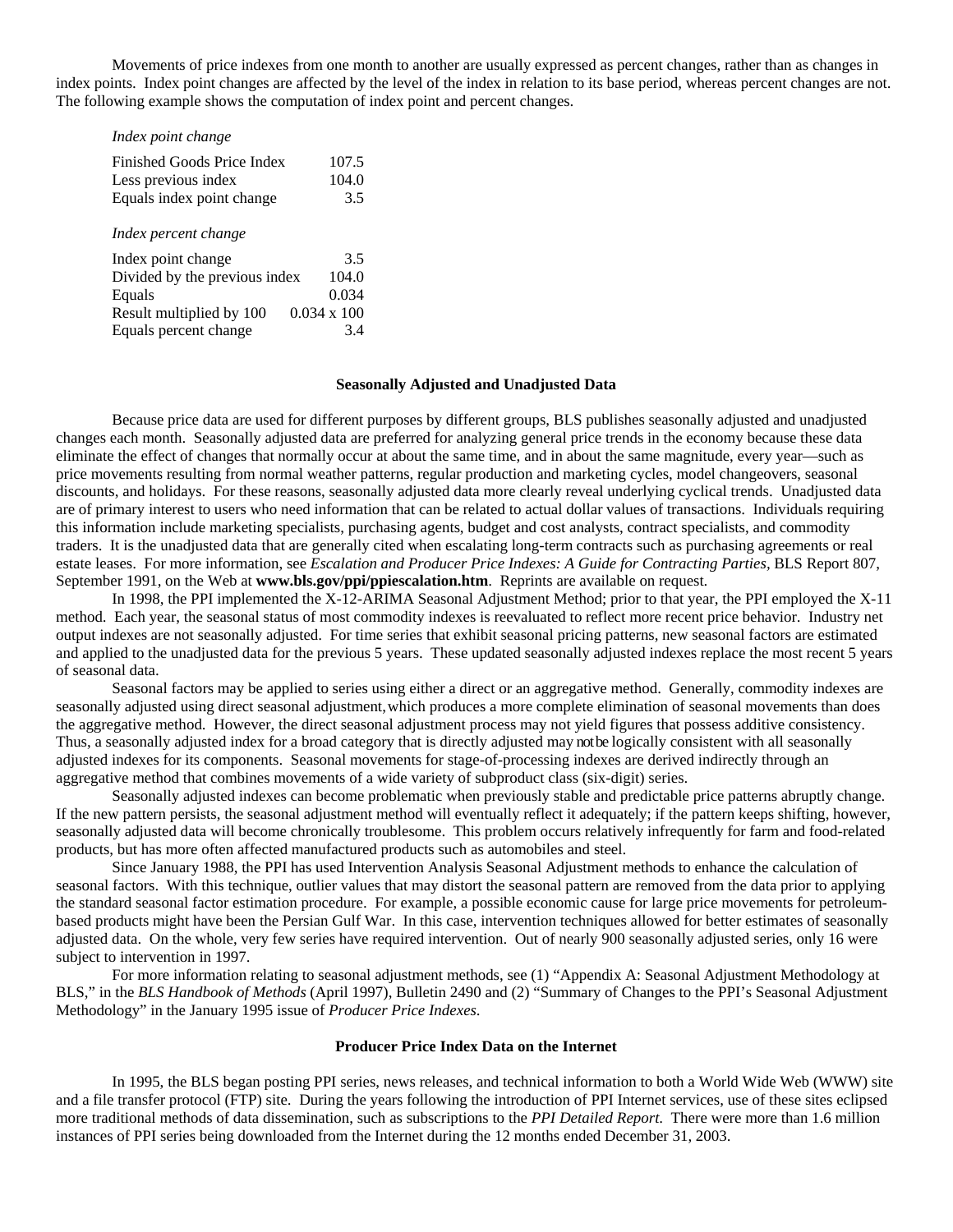Movements of price indexes from one month to another are usually expressed as percent changes, rather than as changes in index points. Index point changes are affected by the level of the index in relation to its base period, whereas percent changes are not. The following example shows the computation of index point and percent changes.

*Index point change*

| | |
|---|---|
| Finished Goods Price Index | 107.5 |
| Less previous index | 104.0 |
| Equals index point change | 3.5 |

*Index percent change*

| | |
|---|---|
| Index point change | 3.5 |
| Divided by the previous index | 104.0 |
| Equals | 0.034 |
| Result multiplied by 100 | 0.034 x 100 |
| Equals percent change | 3.4 |

### Seasonally Adjusted and Unadjusted Data

Because price data are used for different purposes by different groups, BLS publishes seasonally adjusted and unadjusted changes each month. Seasonally adjusted data are preferred for analyzing general price trends in the economy because these data eliminate the effect of changes that normally occur at about the same time, and in about the same magnitude, every year—such as price movements resulting from normal weather patterns, regular production and marketing cycles, model changeovers, seasonal discounts, and holidays. For these reasons, seasonally adjusted data more clearly reveal underlying cyclical trends. Unadjusted data are of primary interest to users who need information that can be related to actual dollar values of transactions. Individuals requiring this information include marketing specialists, purchasing agents, budget and cost analysts, contract specialists, and commodity traders. It is the unadjusted data that are generally cited when escalating long-term contracts such as purchasing agreements or real estate leases. For more information, see *Escalation and Producer Price Indexes: A Guide for Contracting Parties*, BLS Report 807, September 1991, on the Web at **www.bls.gov/ppi/ppiescalation.htm**. Reprints are available on request.

In 1998, the PPI implemented the X-12-ARIMA Seasonal Adjustment Method; prior to that year, the PPI employed the X-11 method. Each year, the seasonal status of most commodity indexes is reevaluated to reflect more recent price behavior. Industry net output indexes are not seasonally adjusted. For time series that exhibit seasonal pricing patterns, new seasonal factors are estimated and applied to the unadjusted data for the previous 5 years. These updated seasonally adjusted indexes replace the most recent 5 years of seasonal data.

Seasonal factors may be applied to series using either a direct or an aggregative method. Generally, commodity indexes are seasonally adjusted using direct seasonal adjustment, which produces a more complete elimination of seasonal movements than does the aggregative method. However, the direct seasonal adjustment process may not yield figures that possess additive consistency. Thus, a seasonally adjusted index for a broad category that is directly adjusted may not be logically consistent with all seasonally adjusted indexes for its components. Seasonal movements for stage-of-processing indexes are derived indirectly through an aggregative method that combines movements of a wide variety of subproduct class (six-digit) series.

Seasonally adjusted indexes can become problematic when previously stable and predictable price patterns abruptly change. If the new pattern persists, the seasonal adjustment method will eventually reflect it adequately; if the pattern keeps shifting, however, seasonally adjusted data will become chronically troublesome. This problem occurs relatively infrequently for farm and food-related products, but has more often affected manufactured products such as automobiles and steel.

Since January 1988, the PPI has used Intervention Analysis Seasonal Adjustment methods to enhance the calculation of seasonal factors. With this technique, outlier values that may distort the seasonal pattern are removed from the data prior to applying the standard seasonal factor estimation procedure. For example, a possible economic cause for large price movements for petroleum-based products might have been the Persian Gulf War. In this case, intervention techniques allowed for better estimates of seasonally adjusted data. On the whole, very few series have required intervention. Out of nearly 900 seasonally adjusted series, only 16 were subject to intervention in 1997.

For more information relating to seasonal adjustment methods, see (1) "Appendix A: Seasonal Adjustment Methodology at BLS," in the *BLS Handbook of Methods* (April 1997), Bulletin 2490 and (2) "Summary of Changes to the PPI's Seasonal Adjustment Methodology" in the January 1995 issue of *Producer Price Indexes*.

### Producer Price Index Data on the Internet

In 1995, the BLS began posting PPI series, news releases, and technical information to both a World Wide Web (WWW) site and a file transfer protocol (FTP) site. During the years following the introduction of PPI Internet services, use of these sites eclipsed more traditional methods of data dissemination, such as subscriptions to the *PPI Detailed Report.* There were more than 1.6 million instances of PPI series being downloaded from the Internet during the 12 months ended December 31, 2003.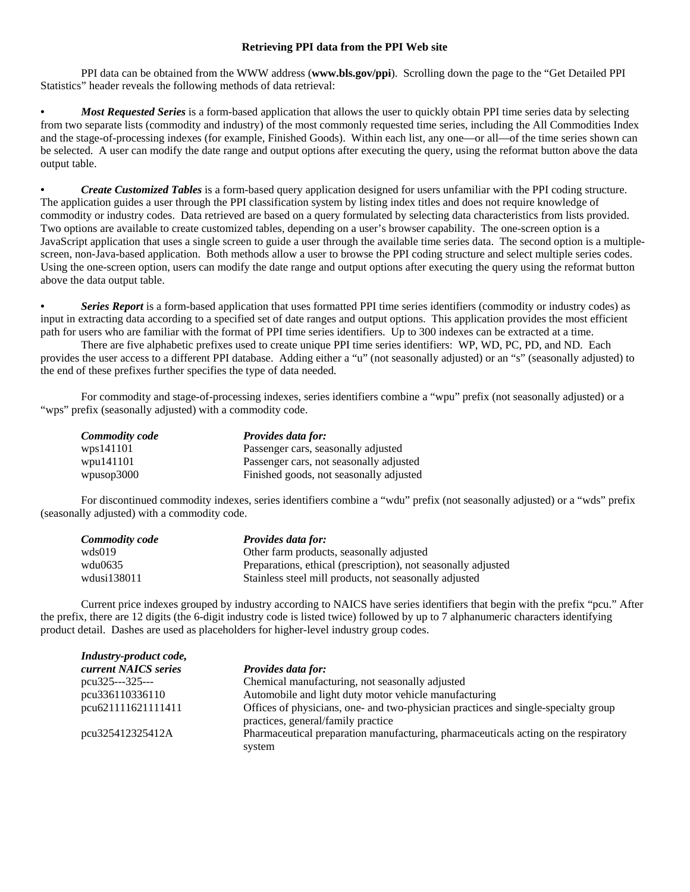### Retrieving PPI data from the PPI Web site

PPI data can be obtained from the WWW address (**www.bls.gov/ppi**). Scrolling down the page to the "Get Detailed PPI Statistics" header reveals the following methods of data retrieval:

- ***Most Requested Series*** is a form-based application that allows the user to quickly obtain PPI time series data by selecting from two separate lists (commodity and industry) of the most commonly requested time series, including the All Commodities Index and the stage-of-processing indexes (for example, Finished Goods). Within each list, any one—or all—of the time series shown can be selected. A user can modify the date range and output options after executing the query, using the reformat button above the data output table.

- ***Create Customized Tables*** is a form-based query application designed for users unfamiliar with the PPI coding structure. The application guides a user through the PPI classification system by listing index titles and does not require knowledge of commodity or industry codes. Data retrieved are based on a query formulated by selecting data characteristics from lists provided. Two options are available to create customized tables, depending on a user's browser capability. The one-screen option is a JavaScript application that uses a single screen to guide a user through the available time series data. The second option is a multiple-screen, non-Java-based application. Both methods allow a user to browse the PPI coding structure and select multiple series codes. Using the one-screen option, users can modify the date range and output options after executing the query using the reformat button above the data output table.

- ***Series Report*** is a form-based application that uses formatted PPI time series identifiers (commodity or industry codes) as input in extracting data according to a specified set of date ranges and output options. This application provides the most efficient path for users who are familiar with the format of PPI time series identifiers. Up to 300 indexes can be extracted at a time.

  There are five alphabetic prefixes used to create unique PPI time series identifiers: WP, WD, PC, PD, and ND. Each provides the user access to a different PPI database. Adding either a "u" (not seasonally adjusted) or an "s" (seasonally adjusted) to the end of these prefixes further specifies the type of data needed.

For commodity and stage-of-processing indexes, series identifiers combine a "wpu" prefix (not seasonally adjusted) or a "wps" prefix (seasonally adjusted) with a commodity code.

| *Commodity code* | *Provides data for:* |
|---|---|
| wps141101 | Passenger cars, seasonally adjusted |
| wpu141101 | Passenger cars, not seasonally adjusted |
| wpusop3000 | Finished goods, not seasonally adjusted |

For discontinued commodity indexes, series identifiers combine a "wdu" prefix (not seasonally adjusted) or a "wds" prefix (seasonally adjusted) with a commodity code.

| *Commodity code* | *Provides data for:* |
|---|---|
| wds019 | Other farm products, seasonally adjusted |
| wdu0635 | Preparations, ethical (prescription), not seasonally adjusted |
| wdusi138011 | Stainless steel mill products, not seasonally adjusted |

Current price indexes grouped by industry according to NAICS have series identifiers that begin with the prefix "pcu." After the prefix, there are 12 digits (the 6-digit industry code is listed twice) followed by up to 7 alphanumeric characters identifying product detail. Dashes are used as placeholders for higher-level industry group codes.

| *Industry-product code, current NAICS series* | *Provides data for:* |
|---|---|
| pcu325---325--- | Chemical manufacturing, not seasonally adjusted |
| pcu336110336110 | Automobile and light duty motor vehicle manufacturing |
| pcu621111621111411 | Offices of physicians, one- and two-physician practices and single-specialty group practices, general/family practice |
| pcu325412325412A | Pharmaceutical preparation manufacturing, pharmaceuticals acting on the respiratory system |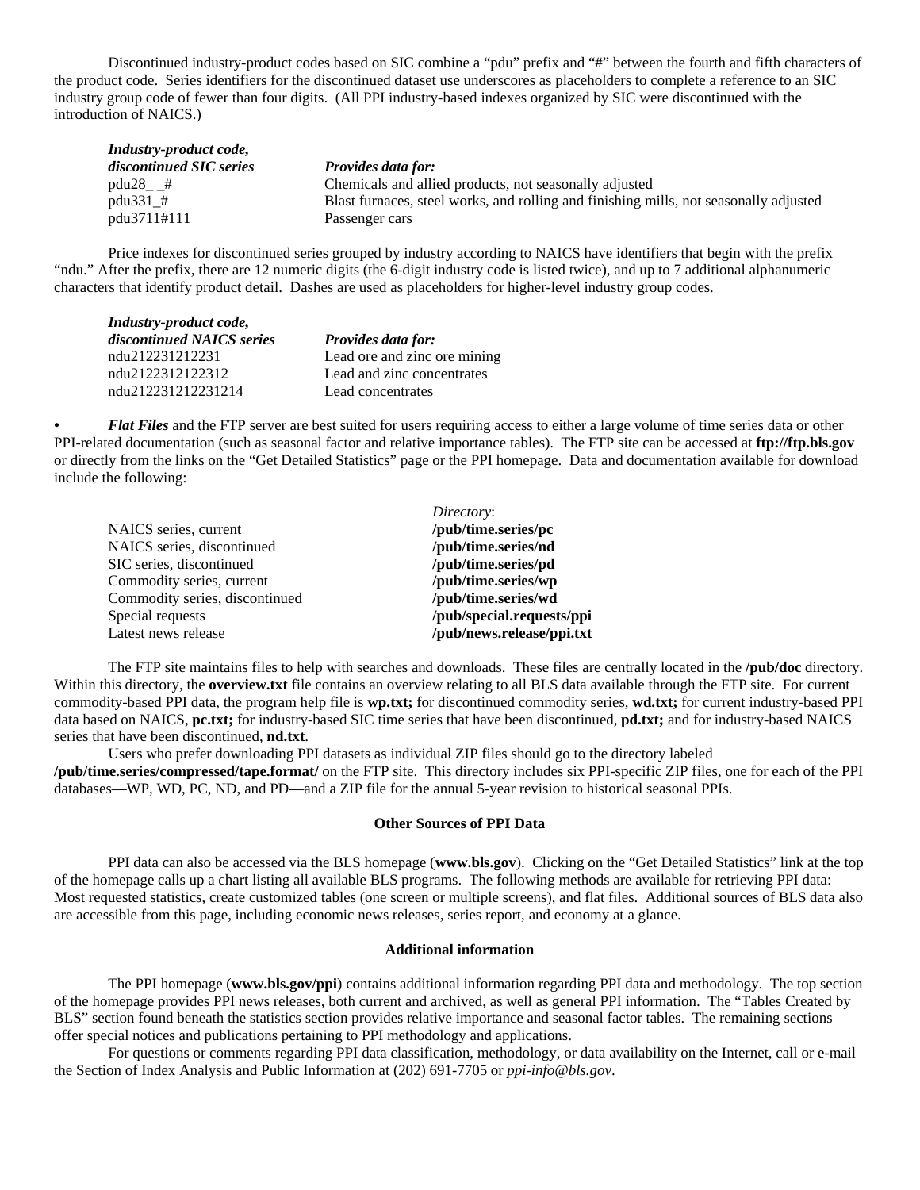Discontinued industry-product codes based on SIC combine a "pdu" prefix and "#" between the fourth and fifth characters of the product code. Series identifiers for the discontinued dataset use underscores as placeholders to complete a reference to an SIC industry group code of fewer than four digits. (All PPI industry-based indexes organized by SIC were discontinued with the introduction of NAICS.)

| *Industry-product code, discontinued SIC series* | *Provides data for:* |
|---|---|
| pdu28_ _# | Chemicals and allied products, not seasonally adjusted |
| pdu331_# | Blast furnaces, steel works, and rolling and finishing mills, not seasonally adjusted |
| pdu3711#111 | Passenger cars |

Price indexes for discontinued series grouped by industry according to NAICS have identifiers that begin with the prefix "ndu." After the prefix, there are 12 numeric digits (the 6-digit industry code is listed twice), and up to 7 additional alphanumeric characters that identify product detail. Dashes are used as placeholders for higher-level industry group codes.

| *Industry-product code, discontinued NAICS series* | *Provides data for:* |
|---|---|
| ndu212231212231 | Lead ore and zinc ore mining |
| ndu2122312122312 | Lead and zinc concentrates |
| ndu212231212231214 | Lead concentrates |

- ***Flat Files*** and the FTP server are best suited for users requiring access to either a large volume of time series data or other PPI-related documentation (such as seasonal factor and relative importance tables). The FTP site can be accessed at **ftp://ftp.bls.gov** or directly from the links on the "Get Detailed Statistics" page or the PPI homepage. Data and documentation available for download include the following:

| | *Directory*: |
|---|---|
| NAICS series, current | **/pub/time.series/pc** |
| NAICS series, discontinued | **/pub/time.series/nd** |
| SIC series, discontinued | **/pub/time.series/pd** |
| Commodity series, current | **/pub/time.series/wp** |
| Commodity series, discontinued | **/pub/time.series/wd** |
| Special requests | **/pub/special.requests/ppi** |
| Latest news release | **/pub/news.release/ppi.txt** |

The FTP site maintains files to help with searches and downloads. These files are centrally located in the **/pub/doc** directory. Within this directory, the **overview.txt** file contains an overview relating to all BLS data available through the FTP site. For current commodity-based PPI data, the program help file is **wp.txt;** for discontinued commodity series, **wd.txt;** for current industry-based PPI data based on NAICS, **pc.txt;** for industry-based SIC time series that have been discontinued, **pd.txt;** and for industry-based NAICS series that have been discontinued, **nd.txt**.

Users who prefer downloading PPI datasets as individual ZIP files should go to the directory labeled **/pub/time.series/compressed/tape.format/** on the FTP site. This directory includes six PPI-specific ZIP files, one for each of the PPI databases—WP, WD, PC, ND, and PD—and a ZIP file for the annual 5-year revision to historical seasonal PPIs.

## Other Sources of PPI Data

PPI data can also be accessed via the BLS homepage (**www.bls.gov**). Clicking on the "Get Detailed Statistics" link at the top of the homepage calls up a chart listing all available BLS programs. The following methods are available for retrieving PPI data: Most requested statistics, create customized tables (one screen or multiple screens), and flat files. Additional sources of BLS data also are accessible from this page, including economic news releases, series report, and economy at a glance.

## Additional information

The PPI homepage (**www.bls.gov/ppi**) contains additional information regarding PPI data and methodology. The top section of the homepage provides PPI news releases, both current and archived, as well as general PPI information. The "Tables Created by BLS" section found beneath the statistics section provides relative importance and seasonal factor tables. The remaining sections offer special notices and publications pertaining to PPI methodology and applications.

For questions or comments regarding PPI data classification, methodology, or data availability on the Internet, call or e-mail the Section of Index Analysis and Public Information at (202) 691-7705 or *ppi-info@bls.gov*.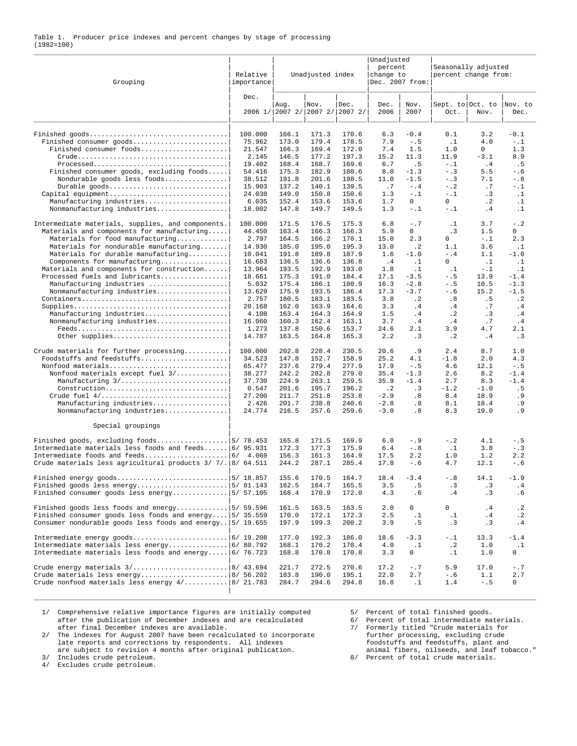Table 1. Producer price indexes and percent changes by stage of processing
(1982=100)

| Grouping | Relative importance Dec. 2006 1/ | Unadjusted index Aug. 2007 2/ | Unadjusted index Nov. 2007 2/ | Unadjusted index Dec. 2007 2/ | Unadjusted percent change to Dec. 2007 from: Dec. 2006 | Unadjusted percent change to Dec. 2007 from: Nov. 2007 | Seasonally adjusted percent change from: Sept. to Oct. | Seasonally adjusted percent change from: Oct. to Nov. | Seasonally adjusted percent change from: Nov. to Dec. |
|---|---|---|---|---|---|---|---|---|---|
| Finished goods | 100.000 | 166.1 | 171.3 | 170.6 | 6.3 | -0.4 | 0.1 | 3.2 | -0.1 |
| Finished consumer goods | 75.962 | 173.0 | 179.4 | 178.5 | 7.9 | -.5 | .1 | 4.0 | -.1 |
| Finished consumer foods | 21.547 | 166.3 | 169.4 | 172.0 | 7.4 | 1.5 | 1.0 | 0 | 1.3 |
| Crude | 2.145 | 146.5 | 177.2 | 197.3 | 15.2 | 11.3 | 11.9 | -3.1 | 8.9 |
| Processed | 19.402 | 168.4 | 168.7 | 169.6 | 6.7 | .5 | -.1 | .4 | .5 |
| Finished consumer goods, excluding foods | 54.416 | 175.3 | 182.9 | 180.6 | 8.0 | -1.3 | -.3 | 5.5 | -.6 |
| Nondurable goods less foods | 38.512 | 191.8 | 201.6 | 198.5 | 11.0 | -1.5 | -.3 | 7.1 | -.8 |
| Durable goods | 15.903 | 137.2 | 140.1 | 139.5 | .7 | -.4 | -.2 | .7 | -.1 |
| Capital equipment | 24.038 | 149.0 | 150.8 | 150.6 | 1.3 | -.1 | -.1 | .3 | .1 |
| Manufacturing industries | 6.035 | 152.4 | 153.6 | 153.6 | 1.7 | 0 | 0 | .2 | .1 |
| Nonmanufacturing industries | 18.002 | 147.8 | 149.7 | 149.5 | 1.3 | -.1 | -.1 | .4 | .1 |
| Intermediate materials, supplies, and components | 100.000 | 171.5 | 176.5 | 175.3 | 6.8 | -.7 | .1 | 3.7 | -.2 |
| Materials and components for manufacturing | 44.450 | 163.4 | 166.3 | 166.3 | 5.9 | 0 | .3 | 1.5 | 0 |
| Materials for food manufacturing | 2.797 | 164.5 | 166.2 | 170.1 | 15.0 | 2.3 | 0 | -.1 | 2.3 |
| Materials for nondurable manufacturing | 14.930 | 185.0 | 195.0 | 195.3 | 13.0 | .2 | 1.1 | 3.6 | .1 |
| Materials for durable manufacturing | 10.041 | 191.8 | 189.8 | 187.9 | 1.6 | -1.0 | -.4 | 1.1 | -1.0 |
| Components for manufacturing | 16.683 | 136.5 | 136.6 | 136.8 | .4 | .1 | 0 | .1 | .1 |
| Materials and components for construction | 13.964 | 193.5 | 192.9 | 193.0 | 1.8 | .1 | .1 | -.1 | .1 |
| Processed fuels and lubricants | 18.661 | 175.3 | 191.0 | 184.4 | 17.1 | -3.5 | -.5 | 13.9 | -1.4 |
| Manufacturing industries | 5.032 | 175.4 | 186.1 | 180.9 | 16.3 | -2.8 | -.5 | 10.5 | -1.3 |
| Nonmanufacturing industries | 13.629 | 175.9 | 193.5 | 186.4 | 17.3 | -3.7 | -.6 | 15.2 | -1.5 |
| Containers | 2.757 | 180.5 | 183.1 | 183.5 | 3.8 | .2 | .8 | .5 | .2 |
| Supplies | 20.168 | 162.0 | 163.9 | 164.6 | 3.3 | .4 | .4 | .7 | .4 |
| Manufacturing industries | 4.108 | 163.4 | 164.3 | 164.9 | 1.5 | .4 | .2 | .3 | .4 |
| Nonmanufacturing industries | 16.060 | 160.3 | 162.4 | 163.1 | 3.7 | .4 | .4 | .7 | .4 |
| Feeds | 1.273 | 137.8 | 150.6 | 153.7 | 24.6 | 2.1 | 3.9 | 4.7 | 2.1 |
| Other supplies | 14.787 | 163.5 | 164.8 | 165.3 | 2.2 | .3 | .2 | .4 | .3 |
| Crude materials for further processing | 100.000 | 202.8 | 228.4 | 230.5 | 20.6 | .9 | 2.4 | 8.7 | 1.0 |
| Foodstuffs and feedstuffs | 34.523 | 147.8 | 152.7 | 158.9 | 25.2 | 4.1 | -1.8 | 2.0 | 4.3 |
| Nonfood materials | 65.477 | 237.6 | 279.4 | 277.9 | 17.9 | -.5 | 4.6 | 12.1 | -.5 |
| Nonfood materials except fuel 3/ | 38.277 | 242.2 | 282.8 | 279.0 | 35.4 | -1.3 | 2.6 | 8.2 | -1.4 |
| Manufacturing 3/ | 37.730 | 224.9 | 263.1 | 259.5 | 35.9 | -1.4 | 2.7 | 8.3 | -1.4 |
| Construction | 0.547 | 201.6 | 195.7 | 196.2 | .2 | .3 | -1.2 | -1.0 | .5 |
| Crude fuel 4/ | 27.200 | 211.7 | 251.8 | 253.8 | -2.9 | .8 | 8.4 | 18.9 | .9 |
| Manufacturing industries | 2.426 | 201.7 | 238.8 | 240.6 | -2.8 | .8 | 8.1 | 18.4 | .9 |
| Nonmanufacturing industries | 24.774 | 216.5 | 257.6 | 259.6 | -3.0 | .8 | 8.3 | 19.0 | .9 |
| **Special groupings** | | | | | | | | | |
| Finished goods, excluding foods | 5/ 78.453 | 165.8 | 171.5 | 169.9 | 6.0 | -.9 | -.2 | 4.1 | -.5 |
| Intermediate materials less foods and feeds | 6/ 95.931 | 172.3 | 177.3 | 175.9 | 6.4 | -.8 | .1 | 3.8 | -.3 |
| Intermediate foods and feeds | 6/ 4.069 | 156.3 | 161.3 | 164.9 | 17.5 | 2.2 | 1.0 | 1.2 | 2.2 |
| Crude materials less agricultural products 3/ 7/ | 8/ 64.511 | 244.2 | 287.1 | 285.4 | 17.8 | -.6 | 4.7 | 12.1 | -.6 |
| Finished energy goods | 5/ 18.857 | 155.6 | 170.5 | 164.7 | 18.4 | -3.4 | -.8 | 14.1 | -1.9 |
| Finished goods less energy | 5/ 81.143 | 162.5 | 164.7 | 165.5 | 3.5 | .5 | .3 | .3 | .4 |
| Finished consumer goods less energy | 5/ 57.105 | 168.4 | 170.9 | 172.0 | 4.3 | .6 | .4 | .3 | .6 |
| Finished goods less foods and energy | 5/ 59.596 | 161.5 | 163.5 | 163.5 | 2.0 | 0 | 0 | .4 | .2 |
| Finished consumer goods less foods and energy | 5/ 35.559 | 170.0 | 172.1 | 172.3 | 2.5 | .1 | .1 | .4 | .2 |
| Consumer nondurable goods less foods and energy | 5/ 19.655 | 197.9 | 199.3 | 200.2 | 3.9 | .5 | .3 | .3 | .4 |
| Intermediate energy goods | 6/ 19.208 | 177.0 | 192.3 | 186.0 | 18.6 | -3.3 | -.1 | 13.3 | -1.4 |
| Intermediate materials less energy | 6/ 80.792 | 168.1 | 170.2 | 170.4 | 4.0 | .1 | .2 | 1.0 | .1 |
| Intermediate materials less foods and energy | 6/ 76.723 | 168.8 | 170.8 | 170.8 | 3.3 | 0 | .1 | 1.0 | 0 |
| Crude energy materials 3/ | 8/ 43.694 | 221.7 | 272.5 | 270.6 | 17.2 | -.7 | 5.9 | 17.0 | -.7 |
| Crude materials less energy | 8/ 56.202 | 183.8 | 190.0 | 195.1 | 22.0 | 2.7 | -.6 | 1.1 | 2.7 |
| Crude nonfood materials less energy 4/ | 8/ 21.783 | 284.7 | 294.6 | 294.8 | 16.8 | .1 | 1.4 | -.5 | 0 |

1/ Comprehensive relative importance figures are initially computed after the publication of December indexes and are recalculated after final December indexes are available.
2/ The indexes for August 2007 have been recalculated to incorporate late reports and corrections by respondents. All indexes are subject to revision 4 months after original publication.
3/ Includes crude petroleum.
4/ Excludes crude petroleum.
5/ Percent of total finished goods.
6/ Percent of total intermediate materials.
7/ Formerly titled "Crude materials for further processing, excluding crude foodstuffs and feedstuffs, plant and animal fibers, oilseeds, and leaf tobacco."
8/ Percent of total crude materials.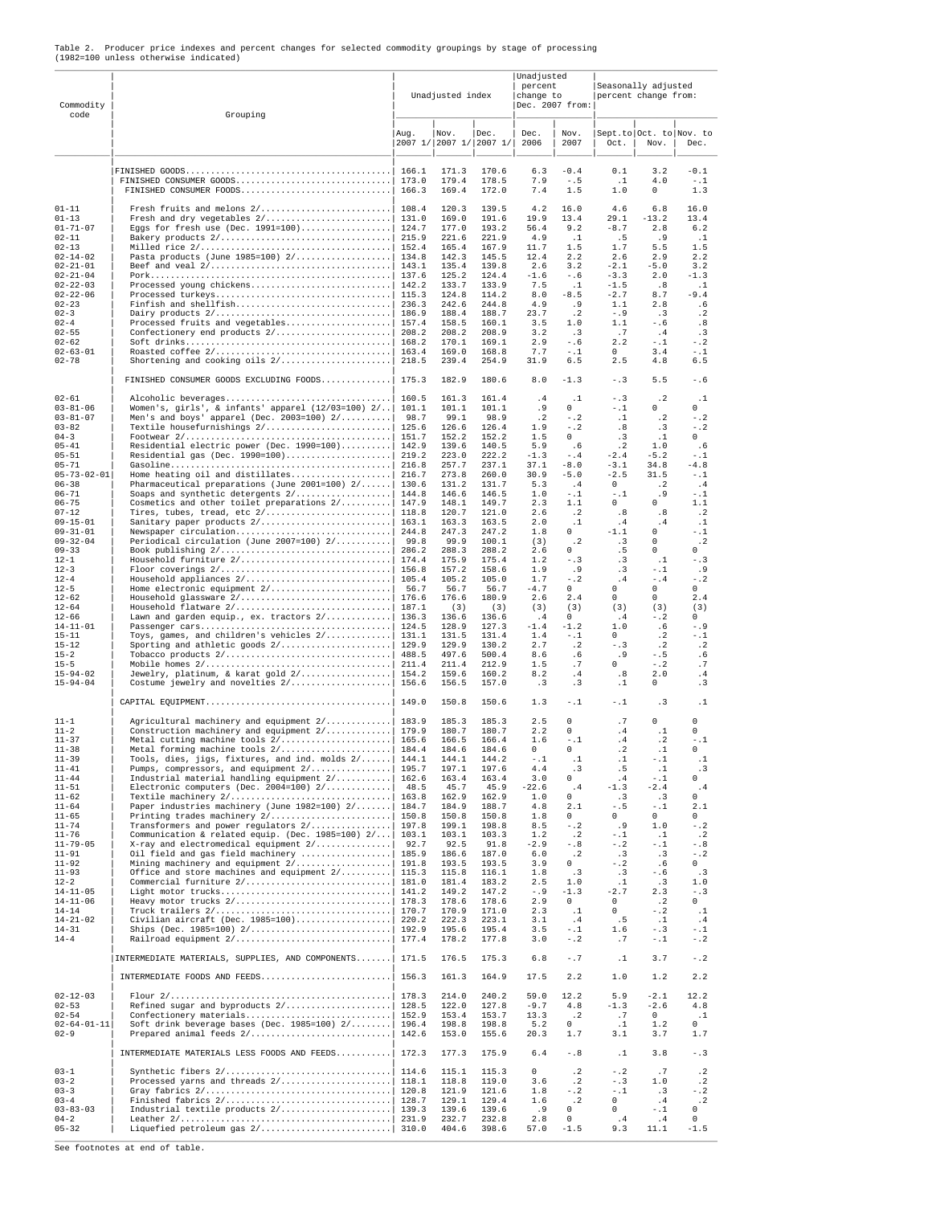Table 2. Producer price indexes and percent changes for selected commodity groupings by stage of processing
(1982=100 unless otherwise indicated)

| Commodity code | Grouping | Unadjusted index | | | Unadjusted percent change to Dec. 2007 from: | | Seasonally adjusted percent change from: | | |
|---|---|---|---|---|---|---|---|---|---|
| | | Aug. 2007 1/ | Nov. 2007 1/ | Dec. 2007 1/ | Dec. 2006 | Nov. 2007 | Sept. to Oct. | Oct. to Nov. | Nov. to Dec. |
| | FINISHED GOODS | 166.1 | 171.3 | 170.6 | 6.3 | -0.4 | 0.1 | 3.2 | -0.1 |
| | FINISHED CONSUMER GOODS | 173.0 | 179.4 | 178.5 | 7.9 | -.5 | .1 | 4.0 | -.1 |
| | FINISHED CONSUMER FOODS | 166.3 | 169.4 | 172.0 | 7.4 | 1.5 | 1.0 | 0 | 1.3 |
| 01-11 | Fresh fruits and melons 2/ | 108.4 | 120.3 | 139.5 | 4.2 | 16.0 | 4.6 | 6.8 | 16.0 |
| 01-13 | Fresh and dry vegetables 2/ | 131.0 | 169.0 | 191.6 | 19.9 | 13.4 | 29.1 | -13.2 | 13.4 |
| 01-71-07 | Eggs for fresh use (Dec. 1991=100) | 124.7 | 177.0 | 193.2 | 56.4 | 9.2 | -8.7 | 2.8 | 6.2 |
| 02-11 | Bakery products 2/ | 215.9 | 221.6 | 221.9 | 4.9 | .1 | .5 | .9 | .1 |
| 02-13 | Milled rice 2/ | 152.4 | 165.4 | 167.9 | 11.7 | 1.5 | 1.7 | 5.5 | 1.5 |
| 02-14-02 | Pasta products (June 1985=100) 2/ | 134.8 | 142.3 | 145.5 | 12.4 | 2.2 | 2.6 | 2.9 | 2.2 |
| 02-21-01 | Beef and veal 2/ | 143.1 | 135.4 | 139.8 | 2.6 | 3.2 | -2.1 | -5.0 | 3.2 |
| 02-21-04 | Pork | 137.6 | 125.2 | 124.4 | -1.6 | -.6 | -3.3 | 2.0 | -1.3 |
| 02-22-03 | Processed young chickens | 142.2 | 133.7 | 133.9 | 7.5 | .1 | -1.5 | .8 | .1 |
| 02-22-06 | Processed turkeys | 115.3 | 124.8 | 114.2 | 8.0 | -8.5 | -2.7 | 8.7 | -9.4 |
| 02-23 | Finfish and shellfish | 236.3 | 242.6 | 244.8 | 4.9 | .9 | 1.1 | 2.8 | .6 |
| 02-3 | Dairy products 2/ | 186.9 | 188.4 | 188.7 | 23.7 | .2 | -.9 | .3 | .2 |
| 02-4 | Processed fruits and vegetables | 157.4 | 158.5 | 160.1 | 3.5 | 1.0 | 1.1 | -.6 | .8 |
| 02-55 | Confectionery end products 2/ | 208.2 | 208.2 | 208.9 | 3.2 | .3 | .7 | .4 | .3 |
| 02-62 | Soft drinks | 168.2 | 170.1 | 169.1 | 2.9 | -.6 | 2.2 | -.1 | -.2 |
| 02-63-01 | Roasted coffee 2/ | 163.4 | 169.0 | 168.8 | 7.7 | -.1 | 0 | 3.4 | -.1 |
| 02-78 | Shortening and cooking oils 2/ | 218.5 | 239.4 | 254.9 | 31.9 | 6.5 | 2.5 | 4.8 | 6.5 |
| | FINISHED CONSUMER GOODS EXCLUDING FOODS | 175.3 | 182.9 | 180.6 | 8.0 | -1.3 | -.3 | 5.5 | -.6 |
| 02-61 | Alcoholic beverages | 160.5 | 161.3 | 161.4 | .4 | .1 | -.3 | .2 | .1 |
| 03-81-06 | Women's, girls', & infants' apparel (12/03=100) 2/ | 101.1 | 101.1 | 101.1 | .9 | 0 | -.1 | 0 | 0 |
| 03-81-07 | Men's and boys' apparel (Dec. 2003=100) 2/ | 98.7 | 99.1 | 98.9 | .2 | -.2 | .1 | .2 | -.2 |
| 03-82 | Textile housefurnishings 2/ | 125.6 | 126.6 | 126.4 | 1.9 | -.2 | .8 | .3 | -.2 |
| 04-3 | Footwear 2/ | 151.7 | 152.2 | 152.2 | 1.5 | 0 | .3 | .1 | 0 |
| 05-41 | Residential electric power (Dec. 1990=100) | 142.9 | 139.6 | 140.5 | 5.9 | .6 | .2 | 1.0 | .6 |
| 05-51 | Residential gas (Dec. 1990=100) | 219.2 | 223.0 | 222.2 | -1.3 | -.4 | -2.4 | -5.2 | -.1 |
| 05-71 | Gasoline | 216.8 | 257.7 | 237.1 | 37.1 | -8.0 | -3.1 | 34.8 | -4.8 |
| 05-73-02-01 | Home heating oil and distillates | 216.7 | 273.8 | 260.0 | 30.9 | -5.0 | -2.5 | 31.5 | -.1 |
| 06-38 | Pharmaceutical preparations (June 2001=100) 2/ | 130.6 | 131.2 | 131.7 | 5.3 | .4 | 0 | .2 | .4 |
| 06-71 | Soaps and synthetic detergents 2/ | 144.8 | 146.6 | 146.5 | 1.0 | -.1 | -.1 | .9 | -.1 |
| 06-75 | Cosmetics and other toilet preparations 2/ | 147.9 | 148.1 | 149.7 | 2.3 | 1.1 | 0 | 0 | 1.1 |
| 07-12 | Tires, tubes, tread, etc 2/ | 118.8 | 120.7 | 121.0 | 2.6 | .2 | .8 | .8 | .2 |
| 09-15-01 | Sanitary paper products 2/ | 163.1 | 163.3 | 163.5 | 2.0 | .1 | .4 | .4 | .1 |
| 09-31-01 | Newspaper circulation | 244.8 | 247.3 | 247.2 | 1.8 | 0 | -1.1 | 0 | -.1 |
| 09-32-04 | Periodical circulation (June 2007=100) 2/ | 99.8 | 99.9 | 100.1 | (3) | .2 | .3 | 0 | .2 |
| 09-33 | Book publishing 2/ | 286.2 | 288.3 | 288.2 | 2.6 | 0 | .5 | 0 | 0 |
| 12-1 | Household furniture 2/ | 174.4 | 175.9 | 175.4 | 1.2 | -.3 | .3 | .1 | -.3 |
| 12-3 | Floor coverings 2/ | 156.8 | 157.2 | 158.6 | 1.9 | .9 | .3 | -.1 | .9 |
| 12-4 | Household appliances 2/ | 105.4 | 105.2 | 105.0 | 1.7 | -.2 | .4 | -.4 | -.2 |
| 12-5 | Home electronic equipment 2/ | 56.7 | 56.7 | 56.7 | -4.7 | 0 | 0 | 0 | 0 |
| 12-62 | Household glassware 2/ | 176.6 | 176.6 | 180.9 | 2.6 | 2.4 | 0 | 0 | 2.4 |
| 12-64 | Household flatware 2/ | 187.1 | (3) | (3) | (3) | (3) | (3) | (3) | (3) |
| 12-66 | Lawn and garden equip., ex. tractors 2/ | 136.3 | 136.6 | 136.6 | .4 | 0 | .4 | -.2 | 0 |
| 14-11-01 | Passenger cars | 124.5 | 128.9 | 127.3 | -1.4 | -1.2 | 1.0 | .6 | -.9 |
| 15-11 | Toys, games, and children's vehicles 2/ | 131.1 | 131.5 | 131.4 | 1.4 | -.1 | 0 | .2 | -.1 |
| 15-12 | Sporting and athletic goods 2/ | 129.9 | 129.9 | 130.2 | 2.7 | .2 | -.3 | .2 | .2 |
| 15-2 | Tobacco products 2/ | 488.5 | 497.6 | 500.4 | 8.6 | .6 | .9 | -.5 | .6 |
| 15-5 | Mobile homes 2/ | 211.4 | 211.4 | 212.9 | 1.5 | .7 | 0 | -.2 | .7 |
| 15-94-02 | Jewelry, platinum, & karat gold 2/ | 154.2 | 159.6 | 160.2 | 8.2 | .4 | .8 | 2.0 | .4 |
| 15-94-04 | Costume jewelry and novelties 2/ | 156.6 | 156.5 | 157.0 | .3 | .3 | .1 | 0 | .3 |
| | CAPITAL EQUIPMENT | 149.0 | 150.8 | 150.6 | 1.3 | -.1 | -.1 | .3 | .1 |
| 11-1 | Agricultural machinery and equipment 2/ | 183.9 | 185.3 | 185.3 | 2.5 | 0 | .7 | 0 | 0 |
| 11-2 | Construction machinery and equipment 2/ | 179.9 | 180.7 | 180.7 | 2.2 | 0 | .4 | .1 | 0 |
| 11-37 | Metal cutting machine tools 2/ | 165.6 | 166.5 | 166.4 | 1.6 | -.1 | .4 | .2 | -.1 |
| 11-38 | Metal forming machine tools 2/ | 184.4 | 184.6 | 184.6 | 0 | 0 | .2 | .1 | 0 |
| 11-39 | Tools, dies, jigs, fixtures, and ind. molds 2/ | 144.1 | 144.1 | 144.2 | -.1 | .1 | .1 | -.1 | .1 |
| 11-41 | Pumps, compressors, and equipment 2/ | 195.7 | 197.1 | 197.6 | 4.4 | .3 | .5 | .1 | .3 |
| 11-44 | Industrial material handling equipment 2/ | 162.6 | 163.4 | 163.4 | 3.0 | 0 | .4 | -.1 | 0 |
| 11-51 | Electronic computers (Dec. 2004=100) 2/ | 48.5 | 45.7 | 45.9 | -22.6 | .4 | -1.3 | -2.4 | .4 |
| 11-62 | Textile machinery 2/ | 163.8 | 162.9 | 162.9 | 1.0 | 0 | .3 | .3 | 0 |
| 11-64 | Paper industries machinery (June 1982=100) 2/ | 184.7 | 184.9 | 188.7 | 4.8 | 2.1 | -.5 | -.1 | 2.1 |
| 11-65 | Printing trades machinery 2/ | 150.8 | 150.8 | 150.8 | 1.8 | 0 | 0 | 0 | 0 |
| 11-74 | Transformers and power regulators 2/ | 197.8 | 199.1 | 198.8 | 8.5 | -.2 | .9 | 1.0 | -.2 |
| 11-76 | Communication & related equip. (Dec. 1985=100) 2/ | 103.1 | 103.1 | 103.3 | 1.2 | .2 | -.1 | .1 | .2 |
| 11-79-05 | X-ray and electromedical equipment 2/ | 92.7 | 92.5 | 91.8 | -2.9 | -.8 | -.2 | -.1 | -.8 |
| 11-91 | Oil field and gas field machinery | 185.9 | 186.6 | 187.0 | 6.0 | .2 | .3 | .3 | -.2 |
| 11-92 | Mining machinery and equipment 2/ | 191.8 | 193.5 | 193.5 | 3.9 | 0 | -.2 | .6 | 0 |
| 11-93 | Office and store machines and equipment 2/ | 115.3 | 115.8 | 116.1 | 1.8 | .3 | .3 | -.6 | .3 |
| 12-2 | Commercial furniture 2/ | 181.0 | 181.4 | 183.2 | 2.5 | 1.0 | .1 | .3 | 1.0 |
| 14-11-05 | Light motor trucks | 141.2 | 149.2 | 147.2 | -.9 | -1.3 | -2.7 | 2.3 | -.3 |
| 14-11-06 | Heavy motor trucks 2/ | 178.3 | 178.6 | 178.6 | 2.9 | 0 | 0 | .2 | 0 |
| 14-14 | Truck trailers 2/ | 170.7 | 170.9 | 171.0 | 2.3 | .1 | 0 | -.2 | .1 |
| 14-21-02 | Civilian aircraft (Dec. 1985=100) | 220.2 | 222.3 | 223.1 | 3.1 | .4 | .5 | .1 | .4 |
| 14-31 | Ships (Dec. 1985=100) 2/ | 192.9 | 195.6 | 195.4 | 3.5 | -.1 | 1.6 | -.3 | -.1 |
| 14-4 | Railroad equipment 2/ | 177.4 | 178.2 | 177.8 | 3.0 | -.2 | .7 | -.1 | -.2 |
| | INTERMEDIATE MATERIALS, SUPPLIES, AND COMPONENTS | 171.5 | 176.5 | 175.3 | 6.8 | -.7 | .1 | 3.7 | -.2 |
| | INTERMEDIATE FOODS AND FEEDS | 156.3 | 161.3 | 164.9 | 17.5 | 2.2 | 1.0 | 1.2 | 2.2 |
| 02-12-03 | Flour 2/ | 178.3 | 214.0 | 240.2 | 59.0 | 12.2 | 5.9 | -2.1 | 12.2 |
| 02-53 | Refined sugar and byproducts 2/ | 128.5 | 122.0 | 127.8 | -9.7 | 4.8 | -1.3 | -2.6 | 4.8 |
| 02-54 | Confectionery materials | 152.9 | 153.4 | 153.7 | 13.3 | .2 | .7 | 0 | .1 |
| 02-64-01-11 | Soft drink beverage bases (Dec. 1985=100) 2/ | 196.4 | 198.8 | 198.8 | 5.2 | 0 | .1 | 1.2 | 0 |
| 02-9 | Prepared animal feeds 2/ | 142.6 | 153.0 | 155.6 | 20.3 | 1.7 | 3.1 | 3.7 | 1.7 |
| | INTERMEDIATE MATERIALS LESS FOODS AND FEEDS | 172.3 | 177.3 | 175.9 | 6.4 | -.8 | .1 | 3.8 | -.3 |
| 03-1 | Synthetic fibers 2/ | 114.6 | 115.1 | 115.3 | 0 | .2 | -.2 | .7 | .2 |
| 03-2 | Processed yarns and threads 2/ | 118.1 | 118.8 | 119.0 | 3.6 | .2 | -.3 | 1.0 | .2 |
| 03-3 | Gray fabrics 2/ | 120.8 | 121.9 | 121.6 | 1.8 | -.2 | -.1 | .3 | -.2 |
| 03-4 | Finished fabrics 2/ | 128.7 | 129.1 | 129.4 | 1.6 | .2 | 0 | .4 | .2 |
| 03-83-03 | Industrial textile products 2/ | 139.3 | 139.6 | 139.6 | .9 | 0 | 0 | -.1 | 0 |
| 04-2 | Leather 2/ | 231.9 | 232.7 | 232.8 | 2.8 | 0 | .4 | .4 | 0 |
| 05-32 | Liquefied petroleum gas 2/ | 310.0 | 404.6 | 398.6 | 57.0 | -1.5 | 9.3 | 11.1 | -1.5 |

See footnotes at end of table.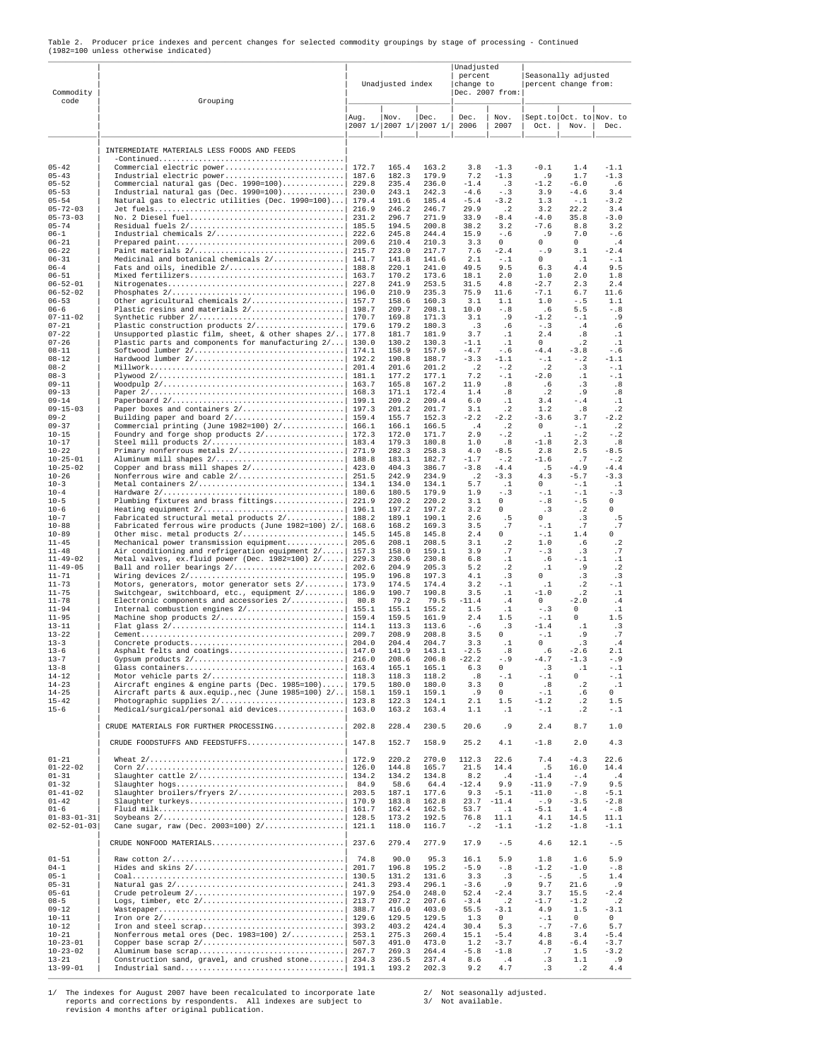Table 2. Producer price indexes and percent changes for selected commodity groupings by stage of processing - Continued
(1982=100 unless otherwise indicated)

| Commodity code | Grouping | Unadjusted index | | | Unadjusted percent change to Dec. 2007 from: | | Seasonally adjusted percent change from: | | |
|---|---|---|---|---|---|---|---|---|---|
| | | Aug. 2007 1/ | Nov. 2007 1/ | Dec. 2007 1/ | Dec. 2006 | Nov. 2007 | Sept.to Oct. | Oct. to Nov. | Nov. to Dec. |
| | INTERMEDIATE MATERIALS LESS FOODS AND FEEDS -Continued | | | | | | | | |
| 05-42 | Commercial electric power | 172.7 | 165.4 | 163.2 | 3.8 | -1.3 | -0.1 | 1.4 | -1.1 |
| 05-43 | Industrial electric power | 187.6 | 182.3 | 179.9 | 7.2 | -1.3 | .9 | 1.7 | -1.3 |
| 05-52 | Commercial natural gas (Dec. 1990=100) | 229.8 | 235.4 | 236.0 | -1.4 | .3 | -1.2 | -6.0 | .6 |
| 05-53 | Industrial natural gas (Dec. 1990=100) | 230.0 | 243.1 | 242.3 | -4.6 | -.3 | 3.9 | -4.6 | 3.4 |
| 05-54 | Natural gas to electric utilities (Dec. 1990=100) | 179.4 | 191.6 | 185.4 | -5.4 | -3.2 | 1.3 | -.1 | -3.2 |
| 05-72-03 | Jet fuels | 216.9 | 246.2 | 246.7 | 29.9 | .2 | 3.2 | 22.2 | 3.4 |
| 05-73-03 | No. 2 Diesel fuel | 231.2 | 296.7 | 271.9 | 33.9 | -8.4 | -4.0 | 35.8 | -3.0 |
| 05-74 | Residual fuels 2/ | 185.5 | 194.5 | 200.8 | 38.2 | 3.2 | -7.6 | 8.8 | 3.2 |
| 06-1 | Industrial chemicals 2/ | 222.6 | 245.8 | 244.4 | 15.9 | -.6 | .9 | 7.0 | -.6 |
| 06-21 | Prepared paint | 209.6 | 210.4 | 210.3 | 3.3 | 0 | 0 | 0 | .4 |
| 06-22 | Paint materials 2/ | 215.7 | 223.0 | 217.7 | 7.6 | -2.4 | -.9 | 3.1 | -2.4 |
| 06-31 | Medicinal and botanical chemicals 2/ | 141.7 | 141.8 | 141.6 | 2.1 | -.1 | 0 | .1 | -.1 |
| 06-4 | Fats and oils, inedible 2/ | 188.8 | 220.1 | 241.0 | 49.5 | 9.5 | 6.3 | 4.4 | 9.5 |
| 06-51 | Mixed fertilizers | 163.7 | 170.7 | 173.6 | 18.1 | 2.0 | 1.0 | 2.0 | 1.8 |
| 06-52-01 | Nitrogenates | 227.8 | 241.9 | 253.5 | 31.5 | 4.8 | -2.7 | 2.3 | 2.4 |
| 06-52-02 | Phosphates 2/ | 196.0 | 210.9 | 235.3 | 75.9 | 11.6 | -7.1 | 6.7 | 11.6 |
| 06-53 | Other agricultural chemicals 2/ | 157.7 | 158.6 | 160.3 | 3.1 | 1.1 | 1.0 | -.5 | 1.1 |
| 06-6 | Plastic resins and materials 2/ | 198.7 | 209.7 | 208.1 | 10.0 | -.8 | .6 | 5.5 | -.8 |
| 07-11-02 | Synthetic rubber 2/ | 170.7 | 169.8 | 171.3 | 3.1 | .9 | -1.2 | -.1 | .9 |
| 07-21 | Plastic construction products 2/ | 179.6 | 179.2 | 180.3 | .3 | .6 | -.3 | .4 | .6 |
| 07-22 | Unsupported plastic film, sheet, & other shapes 2/ | 177.8 | 181.7 | 181.9 | 3.7 | .1 | 2.4 | .8 | .1 |
| 07-26 | Plastic parts and components for manufacturing 2/ | 130.0 | 130.2 | 130.3 | -1.1 | .1 | 0 | .2 | .1 |
| 08-11 | Softwood lumber 2/ | 174.1 | 158.9 | 157.9 | -4.7 | -.6 | -4.4 | -3.8 | -.6 |
| 08-12 | Hardwood lumber 2/ | 192.2 | 190.8 | 188.7 | -3.3 | -1.1 | -.1 | -.2 | -1.1 |
| 08-2 | Millwork | 201.4 | 201.6 | 201.2 | .2 | -.2 | .2 | .3 | -.1 |
| 08-3 | Plywood 2/ | 181.1 | 177.2 | 177.1 | 7.2 | -.1 | -2.0 | .1 | -.1 |
| 09-11 | Woodpulp 2/ | 163.7 | 165.8 | 167.2 | 11.9 | .8 | .6 | .3 | .8 |
| 09-13 | Paper 2/ | 168.3 | 171.1 | 172.4 | 1.4 | .8 | .2 | .9 | .8 |
| 09-14 | Paperboard 2/ | 199.1 | 209.2 | 209.4 | 6.0 | .1 | 3.4 | -.4 | .1 |
| 09-15-03 | Paper boxes and containers 2/ | 197.3 | 201.2 | 201.7 | 3.1 | .2 | 1.2 | .8 | .2 |
| 09-2 | Building paper and board 2/ | 159.4 | 155.7 | 152.3 | -2.2 | -2.2 | -3.6 | 3.7 | -2.2 |
| 09-37 | Commercial printing (June 1982=100) 2/ | 166.1 | 166.1 | 166.5 | .4 | .2 | 0 | -.1 | .2 |
| 10-15 | Foundry and forge shop products 2/ | 172.3 | 172.0 | 171.7 | 2.9 | -.2 | .1 | -.2 | -.2 |
| 10-17 | Steel mill products 2/ | 183.4 | 179.3 | 180.8 | 1.0 | .8 | -1.8 | 2.3 | .8 |
| 10-22 | Primary nonferrous metals 2/ | 271.9 | 282.3 | 258.3 | 4.0 | -8.5 | 2.8 | 2.5 | -8.5 |
| 10-25-01 | Aluminum mill shapes 2/ | 188.8 | 183.1 | 182.7 | -1.7 | -.2 | -1.6 | .7 | -.2 |
| 10-25-02 | Copper and brass mill shapes 2/ | 423.0 | 404.3 | 386.7 | -3.8 | -4.4 | .5 | -4.9 | -4.4 |
| 10-26 | Nonferrous wire and cable 2/ | 251.5 | 242.9 | 234.9 | .2 | -3.3 | 4.3 | -5.7 | -3.3 |
| 10-3 | Metal containers 2/ | 134.1 | 134.0 | 134.1 | 5.7 | .1 | 0 | -.1 | .1 |
| 10-4 | Hardware 2/ | 180.6 | 180.5 | 179.9 | 1.9 | -.3 | -.1 | -.1 | -.3 |
| 10-5 | Plumbing fixtures and brass fittings | 221.9 | 220.2 | 220.2 | 3.1 | 0 | -.8 | -.5 | 0 |
| 10-6 | Heating equipment 2/ | 196.1 | 197.2 | 197.2 | 3.2 | 0 | .3 | .2 | 0 |
| 10-7 | Fabricated structural metal products 2/ | 188.2 | 189.1 | 190.1 | 2.6 | .5 | 0 | .3 | .5 |
| 10-88 | Fabricated ferrous wire products (June 1982=100) 2/ | 168.6 | 168.2 | 169.3 | 3.5 | .7 | -.1 | .7 | .7 |
| 10-89 | Other misc. metal products 2/ | 145.5 | 145.8 | 145.8 | 2.4 | 0 | -.1 | 1.4 | 0 |
| 11-45 | Mechanical power transmission equipment | 205.6 | 208.1 | 208.5 | 3.1 | .2 | 1.0 | .6 | .2 |
| 11-48 | Air conditioning and refrigeration equipment 2/ | 157.3 | 158.0 | 159.1 | 3.9 | .7 | -.3 | .3 | .7 |
| 11-49-02 | Metal valves, ex.fluid power (Dec. 1982=100) 2/ | 229.3 | 230.6 | 230.8 | 6.8 | .1 | .6 | -.1 | .1 |
| 11-49-05 | Ball and roller bearings 2/ | 202.6 | 204.9 | 205.3 | 5.2 | .2 | .1 | .9 | .2 |
| 11-71 | Wiring devices 2/ | 195.9 | 196.8 | 197.3 | 4.1 | .3 | 0 | .3 | .3 |
| 11-73 | Motors, generators, motor generator sets 2/ | 173.9 | 174.5 | 174.4 | 3.2 | -.1 | .1 | .2 | -.1 |
| 11-75 | Switchgear, switchboard, etc., equipment 2/ | 186.9 | 190.7 | 190.8 | 3.5 | .1 | -1.0 | .2 | .1 |
| 11-78 | Electronic components and accessories 2/ | 80.8 | 79.2 | 79.5 | -11.4 | .4 | 0 | -2.0 | .4 |
| 11-94 | Internal combustion engines 2/ | 155.1 | 155.1 | 155.2 | 1.5 | .1 | -.3 | 0 | .1 |
| 11-95 | Machine shop products 2/ | 159.4 | 159.5 | 161.9 | 2.4 | 1.5 | -.1 | 0 | 1.5 |
| 13-11 | Flat glass 2/ | 114.1 | 113.3 | 113.6 | -.6 | .3 | -1.4 | .1 | .3 |
| 13-22 | Cement | 209.7 | 208.9 | 208.8 | 3.5 | 0 | -.1 | .9 | .7 |
| 13-3 | Concrete products | 204.0 | 204.4 | 204.7 | 3.3 | .1 | 0 | .3 | .4 |
| 13-6 | Asphalt felts and coatings | 147.0 | 141.9 | 143.1 | -2.5 | .8 | .6 | -2.6 | 2.1 |
| 13-7 | Gypsum products 2/ | 216.0 | 208.6 | 206.8 | -22.2 | -.9 | -4.7 | -1.3 | -.9 |
| 13-8 | Glass containers | 163.4 | 165.1 | 165.1 | 6.3 | 0 | .3 | .1 | -.1 |
| 14-12 | Motor vehicle parts 2/ | 118.3 | 118.3 | 118.2 | .8 | -.1 | -.1 | 0 | -.1 |
| 14-23 | Aircraft engines & engine parts (Dec. 1985=100) | 179.5 | 180.0 | 180.0 | 3.3 | 0 | .8 | .2 | .1 |
| 14-25 | Aircraft parts & aux.equip.,nec (June 1985=100) 2/ | 158.1 | 159.1 | 159.1 | .9 | 0 | -.1 | .6 | 0 |
| 15-42 | Photographic supplies 2/ | 123.8 | 122.3 | 124.1 | 2.1 | 1.5 | -1.2 | .2 | 1.5 |
| 15-6 | Medical/surgical/personal aid devices | 163.0 | 163.2 | 163.4 | 1.1 | .1 | -.1 | .2 | -.1 |
| | CRUDE MATERIALS FOR FURTHER PROCESSING | 202.8 | 228.4 | 230.5 | 20.6 | .9 | 2.4 | 8.7 | 1.0 |
| | CRUDE FOODSTUFFS AND FEEDSTUFFS | 147.8 | 152.7 | 158.9 | 25.2 | 4.1 | -1.8 | 2.0 | 4.3 |
| 01-21 | Wheat 2/ | 172.9 | 220.2 | 270.0 | 112.3 | 22.6 | 7.4 | -4.3 | 22.6 |
| 01-22-02 | Corn 2/ | 126.0 | 144.8 | 165.7 | 21.5 | 14.4 | .5 | 16.0 | 14.4 |
| 01-31 | Slaughter cattle 2/ | 134.2 | 134.2 | 134.8 | 8.2 | .4 | -1.4 | -.4 | .4 |
| 01-32 | Slaughter hogs | 84.9 | 58.6 | 64.4 | -12.4 | 9.9 | -11.9 | -7.9 | 9.5 |
| 01-41-02 | Slaughter broilers/fryers 2/ | 203.5 | 187.1 | 177.6 | 9.3 | -5.1 | -11.0 | -.8 | -5.1 |
| 01-42 | Slaughter turkeys | 179.9 | 183.8 | 162.8 | 23.7 | -11.4 | -.9 | -3.5 | -2.8 |
| 01-6 | Fluid milk | 161.7 | 162.4 | 162.5 | 53.7 | .1 | -5.1 | 1.4 | -.8 |
| 01-83-01-31 | Soybeans 2/ | 128.5 | 173.2 | 192.5 | 76.8 | 11.1 | 4.1 | 14.5 | 11.1 |
| 02-52-01-03 | Cane sugar, raw (Dec. 2003=100) 2/ | 121.1 | 118.0 | 116.7 | -.2 | -1.1 | -1.2 | -1.8 | -1.1 |
| | CRUDE NONFOOD MATERIALS | 237.6 | 279.4 | 277.9 | 17.9 | -.5 | 4.6 | 12.1 | -.5 |
| 01-51 | Raw cotton 2/ | 74.8 | 90.0 | 95.3 | 16.1 | 5.9 | 1.8 | 1.6 | 5.9 |
| 04-1 | Hides and skins 2/ | 201.7 | 196.8 | 195.2 | -5.9 | -.8 | -1.2 | -1.0 | -.8 |
| 05-1 | Coal | 130.5 | 131.2 | 131.6 | 3.3 | .3 | -.5 | .5 | 1.4 |
| 05-31 | Natural gas 2/ | 241.3 | 293.4 | 296.1 | -3.6 | .9 | 9.7 | 21.6 | .9 |
| 05-61 | Crude petroleum 2/ | 197.9 | 254.0 | 248.0 | 52.4 | -2.4 | 3.7 | 15.5 | -2.4 |
| 08-5 | Logs, timber, etc 2/ | 213.7 | 207.2 | 207.6 | -3.4 | .2 | -1.7 | -1.2 | .2 |
| 09-12 | Wastepaper | 388.7 | 416.0 | 403.0 | 55.5 | -3.1 | 4.9 | 1.5 | -3.1 |
| 10-11 | Iron ore 2/ | 129.6 | 129.5 | 129.5 | 1.3 | 0 | -.1 | 0 | 0 |
| 10-12 | Iron and steel scrap | 393.2 | 403.2 | 424.4 | 30.4 | 5.3 | -.7 | -7.6 | 5.7 |
| 10-21 | Nonferrous metal ores (Dec. 1983=100) 2/ | 253.1 | 275.3 | 260.4 | 15.1 | -5.4 | 4.8 | 3.4 | -5.4 |
| 10-23-01 | Copper base scrap 2/ | 507.3 | 491.0 | 473.0 | 1.2 | -3.7 | 4.8 | -6.4 | -3.7 |
| 10-23-02 | Aluminum base scrap | 267.7 | 269.3 | 264.4 | -5.8 | -1.8 | .7 | 1.5 | -3.2 |
| 13-21 | Construction sand, gravel, and crushed stone | 234.3 | 236.5 | 237.4 | 8.6 | .4 | .3 | 1.1 | .9 |
| 13-99-01 | Industrial sand | 191.1 | 193.2 | 202.3 | 9.2 | 4.7 | .3 | .2 | 4.4 |

1/ The indexes for August 2007 have been recalculated to incorporate late reports and corrections by respondents. All indexes are subject to revision 4 months after original publication.

2/ Not seasonally adjusted.

3/ Not available.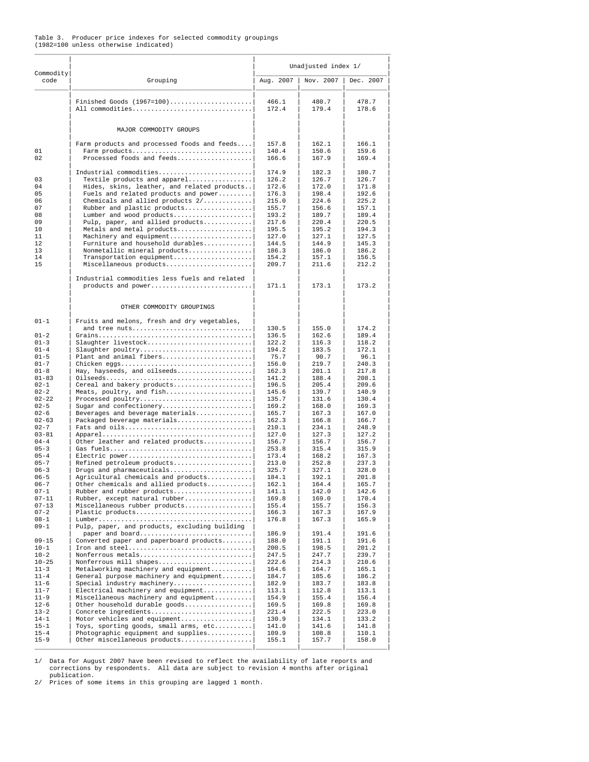Table 3. Producer price indexes for selected commodity groupings
(1982=100 unless otherwise indicated)

| Commodity code | Grouping | Unadjusted index 1/ | | |
|---|---|---|---|---|
| | | Aug. 2007 | Nov. 2007 | Dec. 2007 |
| | Finished Goods (1967=100) | 466.1 | 480.7 | 478.7 |
| | All commodities | 172.4 | 179.4 | 178.6 |
| | **MAJOR COMMODITY GROUPS** | | | |
| | Farm products and processed foods and feeds | 157.8 | 162.1 | 166.1 |
| 01 | Farm products | 140.4 | 150.6 | 159.6 |
| 02 | Processed foods and feeds | 166.6 | 167.9 | 169.4 |
| | Industrial commodities | 174.9 | 182.3 | 180.7 |
| 03 | Textile products and apparel | 126.2 | 126.7 | 126.7 |
| 04 | Hides, skins, leather, and related products | 172.6 | 172.0 | 171.8 |
| 05 | Fuels and related products and power | 176.3 | 198.4 | 192.6 |
| 06 | Chemicals and allied products 2/ | 215.0 | 224.6 | 225.2 |
| 07 | Rubber and plastic products | 155.7 | 156.6 | 157.1 |
| 08 | Lumber and wood products | 193.2 | 189.7 | 189.4 |
| 09 | Pulp, paper, and allied products | 217.6 | 220.4 | 220.5 |
| 10 | Metals and metal products | 195.5 | 195.2 | 194.3 |
| 11 | Machinery and equipment | 127.0 | 127.1 | 127.5 |
| 12 | Furniture and household durables | 144.5 | 144.9 | 145.3 |
| 13 | Nonmetallic mineral products | 186.3 | 186.0 | 186.2 |
| 14 | Transportation equipment | 154.2 | 157.1 | 156.5 |
| 15 | Miscellaneous products | 209.7 | 211.6 | 212.2 |
| | Industrial commodities less fuels and related products and power | 171.1 | 173.1 | 173.2 |
| | **OTHER COMMODITY GROUPINGS** | | | |
| 01-1 | Fruits and melons, fresh and dry vegetables, and tree nuts | 130.5 | 155.0 | 174.2 |
| 01-2 | Grains | 136.5 | 162.6 | 189.4 |
| 01-3 | Slaughter livestock | 122.2 | 116.3 | 118.2 |
| 01-4 | Slaughter poultry | 194.2 | 183.5 | 172.1 |
| 01-5 | Plant and animal fibers | 75.7 | 90.7 | 96.1 |
| 01-7 | Chicken eggs | 156.0 | 219.7 | 240.3 |
| 01-8 | Hay, hayseeds, and oilseeds | 162.3 | 201.1 | 217.8 |
| 01-83 | Oilseeds | 141.2 | 188.4 | 208.1 |
| 02-1 | Cereal and bakery products | 196.5 | 205.4 | 209.6 |
| 02-2 | Meats, poultry, and fish | 145.6 | 139.7 | 140.9 |
| 02-22 | Processed poultry | 135.7 | 131.6 | 130.4 |
| 02-5 | Sugar and confectionery | 169.2 | 168.0 | 169.3 |
| 02-6 | Beverages and beverage materials | 165.7 | 167.3 | 167.0 |
| 02-63 | Packaged beverage materials | 162.3 | 166.8 | 166.7 |
| 02-7 | Fats and oils | 210.1 | 234.1 | 248.9 |
| 03-81 | Apparel | 127.0 | 127.3 | 127.2 |
| 04-4 | Other leather and related products | 156.7 | 156.7 | 156.7 |
| 05-3 | Gas fuels | 253.8 | 315.4 | 315.9 |
| 05-4 | Electric power | 173.4 | 168.2 | 167.3 |
| 05-7 | Refined petroleum products | 213.0 | 252.8 | 237.3 |
| 06-3 | Drugs and pharmaceuticals | 325.7 | 327.1 | 328.0 |
| 06-5 | Agricultural chemicals and products | 184.1 | 192.1 | 201.8 |
| 06-7 | Other chemicals and allied products | 162.1 | 164.4 | 165.7 |
| 07-1 | Rubber and rubber products | 141.1 | 142.0 | 142.6 |
| 07-11 | Rubber, except natural rubber | 169.8 | 169.0 | 170.4 |
| 07-13 | Miscellaneous rubber products | 155.4 | 155.7 | 156.3 |
| 07-2 | Plastic products | 166.3 | 167.3 | 167.9 |
| 08-1 | Lumber | 176.8 | 167.3 | 165.9 |
| 09-1 | Pulp, paper, and products, excluding building paper and board | 186.9 | 191.4 | 191.6 |
| 09-15 | Converted paper and paperboard products | 188.0 | 191.1 | 191.6 |
| 10-1 | Iron and steel | 200.5 | 198.5 | 201.2 |
| 10-2 | Nonferrous metals | 247.5 | 247.7 | 239.7 |
| 10-25 | Nonferrous mill shapes | 222.6 | 214.3 | 210.6 |
| 11-3 | Metalworking machinery and equipment | 164.6 | 164.7 | 165.1 |
| 11-4 | General purpose machinery and equipment | 184.7 | 185.6 | 186.2 |
| 11-6 | Special industry machinery | 182.9 | 183.7 | 183.8 |
| 11-7 | Electrical machinery and equipment | 113.1 | 112.8 | 113.1 |
| 11-9 | Miscellaneous machinery and equipment | 154.9 | 155.4 | 156.4 |
| 12-6 | Other household durable goods | 169.5 | 169.8 | 169.8 |
| 13-2 | Concrete ingredients | 221.4 | 222.5 | 223.0 |
| 14-1 | Motor vehicles and equipment | 130.9 | 134.1 | 133.2 |
| 15-1 | Toys, sporting goods, small arms, etc | 141.0 | 141.6 | 141.8 |
| 15-4 | Photographic equipment and supplies | 109.9 | 108.8 | 110.1 |
| 15-9 | Other miscellaneous products | 155.1 | 157.7 | 158.0 |

1/ Data for August 2007 have been revised to reflect the availability of late reports and corrections by respondents. All data are subject to revision 4 months after original publication.

2/ Prices of some items in this grouping are lagged 1 month.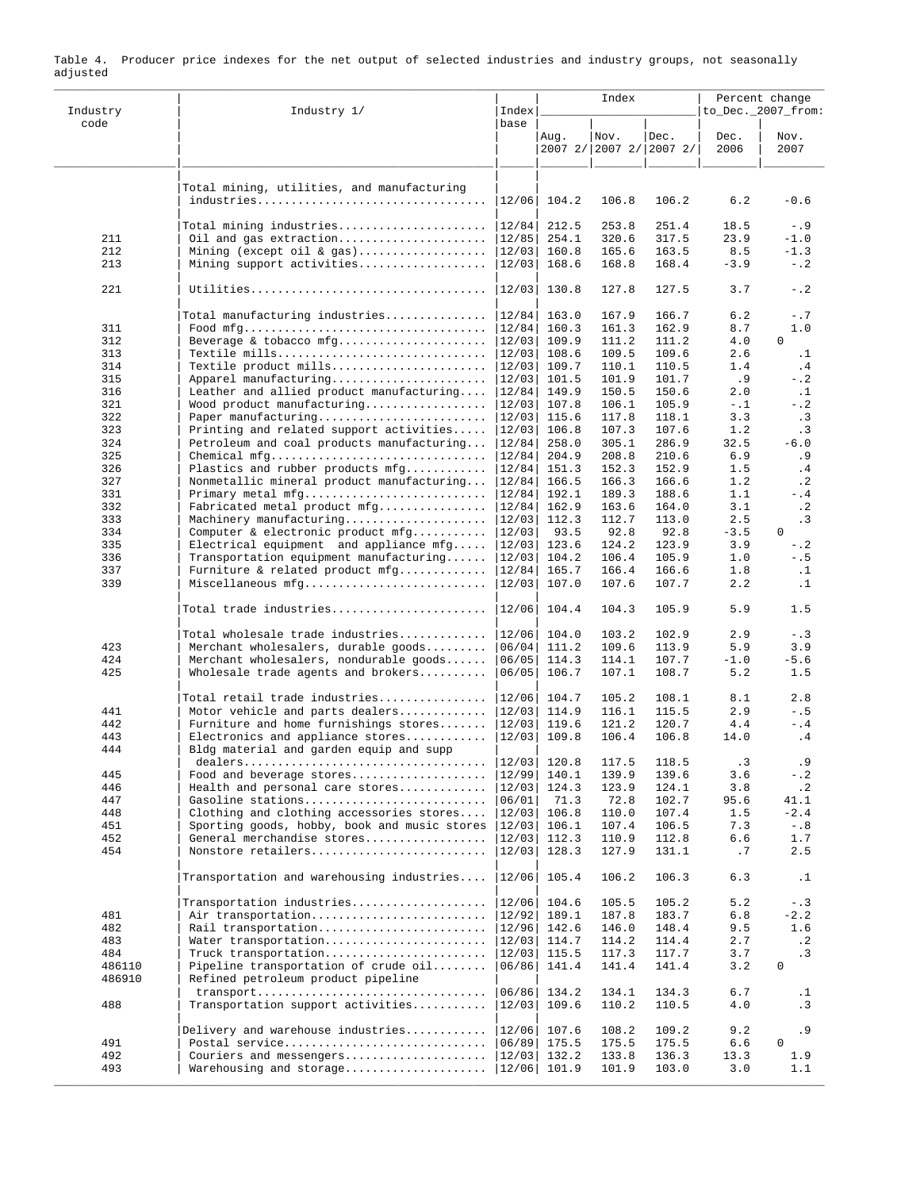Table 4. Producer price indexes for the net output of selected industries and industry groups, not seasonally adjusted

| Industry code | Industry 1/ | Index base | Index Aug. 2007 2/ | Index Nov. 2007 2/ | Index Dec. 2007 2/ | Percent change to Dec. 2007 from: Dec. 2006 | Percent change to Dec. 2007 from: Nov. 2007 |
|---|---|---|---|---|---|---|---|
| | Total mining, utilities, and manufacturing industries | 12/06 | 104.2 | 106.8 | 106.2 | 6.2 | -0.6 |
| | Total mining industries | 12/84 | 212.5 | 253.8 | 251.4 | 18.5 | -.9 |
| 211 | Oil and gas extraction | 12/85 | 254.1 | 320.6 | 317.5 | 23.9 | -1.0 |
| 212 | Mining (except oil & gas) | 12/03 | 160.8 | 165.6 | 163.5 | 8.5 | -1.3 |
| 213 | Mining support activities | 12/03 | 168.6 | 168.8 | 168.4 | -3.9 | -.2 |
| 221 | Utilities | 12/03 | 130.8 | 127.8 | 127.5 | 3.7 | -.2 |
| | Total manufacturing industries | 12/84 | 163.0 | 167.9 | 166.7 | 6.2 | -.7 |
| 311 | Food mfg | 12/84 | 160.3 | 161.3 | 162.9 | 8.7 | 1.0 |
| 312 | Beverage & tobacco mfg | 12/03 | 109.9 | 111.2 | 111.2 | 4.0 | 0 |
| 313 | Textile mills | 12/03 | 108.6 | 109.5 | 109.6 | 2.6 | .1 |
| 314 | Textile product mills | 12/03 | 109.7 | 110.1 | 110.5 | 1.4 | .4 |
| 315 | Apparel manufacturing | 12/03 | 101.5 | 101.9 | 101.7 | .9 | -.2 |
| 316 | Leather and allied product manufacturing | 12/84 | 149.9 | 150.5 | 150.6 | 2.0 | .1 |
| 321 | Wood product manufacturing | 12/03 | 107.8 | 106.1 | 105.9 | -.1 | -.2 |
| 322 | Paper manufacturing | 12/03 | 115.6 | 117.8 | 118.1 | 3.3 | .3 |
| 323 | Printing and related support activities | 12/03 | 106.8 | 107.3 | 107.6 | 1.2 | .3 |
| 324 | Petroleum and coal products manufacturing | 12/84 | 258.0 | 305.1 | 286.9 | 32.5 | -6.0 |
| 325 | Chemical mfg | 12/84 | 204.9 | 208.8 | 210.6 | 6.9 | .9 |
| 326 | Plastics and rubber products mfg | 12/84 | 151.3 | 152.3 | 152.9 | 1.5 | .4 |
| 327 | Nonmetallic mineral product manufacturing | 12/84 | 166.5 | 166.3 | 166.6 | 1.2 | .2 |
| 331 | Primary metal mfg | 12/84 | 192.1 | 189.3 | 188.6 | 1.1 | -.4 |
| 332 | Fabricated metal product mfg | 12/84 | 162.9 | 163.6 | 164.0 | 3.1 | .2 |
| 333 | Machinery manufacturing | 12/03 | 112.3 | 112.7 | 113.0 | 2.5 | .3 |
| 334 | Computer & electronic product mfg | 12/03 | 93.5 | 92.8 | 92.8 | -3.5 | 0 |
| 335 | Electrical equipment and appliance mfg | 12/03 | 123.6 | 124.2 | 123.9 | 3.9 | -.2 |
| 336 | Transportation equipment manufacturing | 12/03 | 104.2 | 106.4 | 105.9 | 1.0 | -.5 |
| 337 | Furniture & related product mfg | 12/84 | 165.7 | 166.4 | 166.6 | 1.8 | .1 |
| 339 | Miscellaneous mfg | 12/03 | 107.0 | 107.6 | 107.7 | 2.2 | .1 |
| | Total trade industries | 12/06 | 104.4 | 104.3 | 105.9 | 5.9 | 1.5 |
| | Total wholesale trade industries | 12/06 | 104.0 | 103.2 | 102.9 | 2.9 | -.3 |
| 423 | Merchant wholesalers, durable goods | 06/04 | 111.2 | 109.6 | 113.9 | 5.9 | 3.9 |
| 424 | Merchant wholesalers, nondurable goods | 06/05 | 114.3 | 114.1 | 107.7 | -1.0 | -5.6 |
| 425 | Wholesale trade agents and brokers | 06/05 | 106.7 | 107.1 | 108.7 | 5.2 | 1.5 |
| | Total retail trade industries | 12/06 | 104.7 | 105.2 | 108.1 | 8.1 | 2.8 |
| 441 | Motor vehicle and parts dealers | 12/03 | 114.9 | 116.1 | 115.5 | 2.9 | -.5 |
| 442 | Furniture and home furnishings stores | 12/03 | 119.6 | 121.2 | 120.7 | 4.4 | -.4 |
| 443 | Electronics and appliance stores | 12/03 | 109.8 | 106.4 | 106.8 | 14.0 | .4 |
| 444 | Bldg material and garden equip and supp dealers | 12/03 | 120.8 | 117.5 | 118.5 | .3 | .9 |
| 445 | Food and beverage stores | 12/99 | 140.1 | 139.9 | 139.6 | 3.6 | -.2 |
| 446 | Health and personal care stores | 12/03 | 124.3 | 123.9 | 124.1 | 3.8 | .2 |
| 447 | Gasoline stations | 06/01 | 71.3 | 72.8 | 102.7 | 95.6 | 41.1 |
| 448 | Clothing and clothing accessories stores | 12/03 | 106.8 | 110.0 | 107.4 | 1.5 | -2.4 |
| 451 | Sporting goods, hobby, book and music stores | 12/03 | 106.1 | 107.4 | 106.5 | 7.3 | -.8 |
| 452 | General merchandise stores | 12/03 | 112.3 | 110.9 | 112.8 | 6.6 | 1.7 |
| 454 | Nonstore retailers | 12/03 | 128.3 | 127.9 | 131.1 | .7 | 2.5 |
| | Transportation and warehousing industries | 12/06 | 105.4 | 106.2 | 106.3 | 6.3 | .1 |
| | Transportation industries | 12/06 | 104.6 | 105.5 | 105.2 | 5.2 | -.3 |
| 481 | Air transportation | 12/92 | 189.1 | 187.8 | 183.7 | 6.8 | -2.2 |
| 482 | Rail transportation | 12/96 | 142.6 | 146.0 | 148.4 | 9.5 | 1.6 |
| 483 | Water transportation | 12/03 | 114.7 | 114.2 | 114.4 | 2.7 | .2 |
| 484 | Truck transportation | 12/03 | 115.5 | 117.3 | 117.7 | 3.7 | .3 |
| 486110 | Pipeline transportation of crude oil | 06/86 | 141.4 | 141.4 | 141.4 | 3.2 | 0 |
| 486910 | Refined petroleum product pipeline transport | 06/86 | 134.2 | 134.1 | 134.3 | 6.7 | .1 |
| 488 | Transportation support activities | 12/03 | 109.6 | 110.2 | 110.5 | 4.0 | .3 |
| | Delivery and warehouse industries | 12/06 | 107.6 | 108.2 | 109.2 | 9.2 | .9 |
| 491 | Postal service | 06/89 | 175.5 | 175.5 | 175.5 | 6.6 | 0 |
| 492 | Couriers and messengers | 12/03 | 132.2 | 133.8 | 136.3 | 13.3 | 1.9 |
| 493 | Warehousing and storage | 12/06 | 101.9 | 101.9 | 103.0 | 3.0 | 1.1 |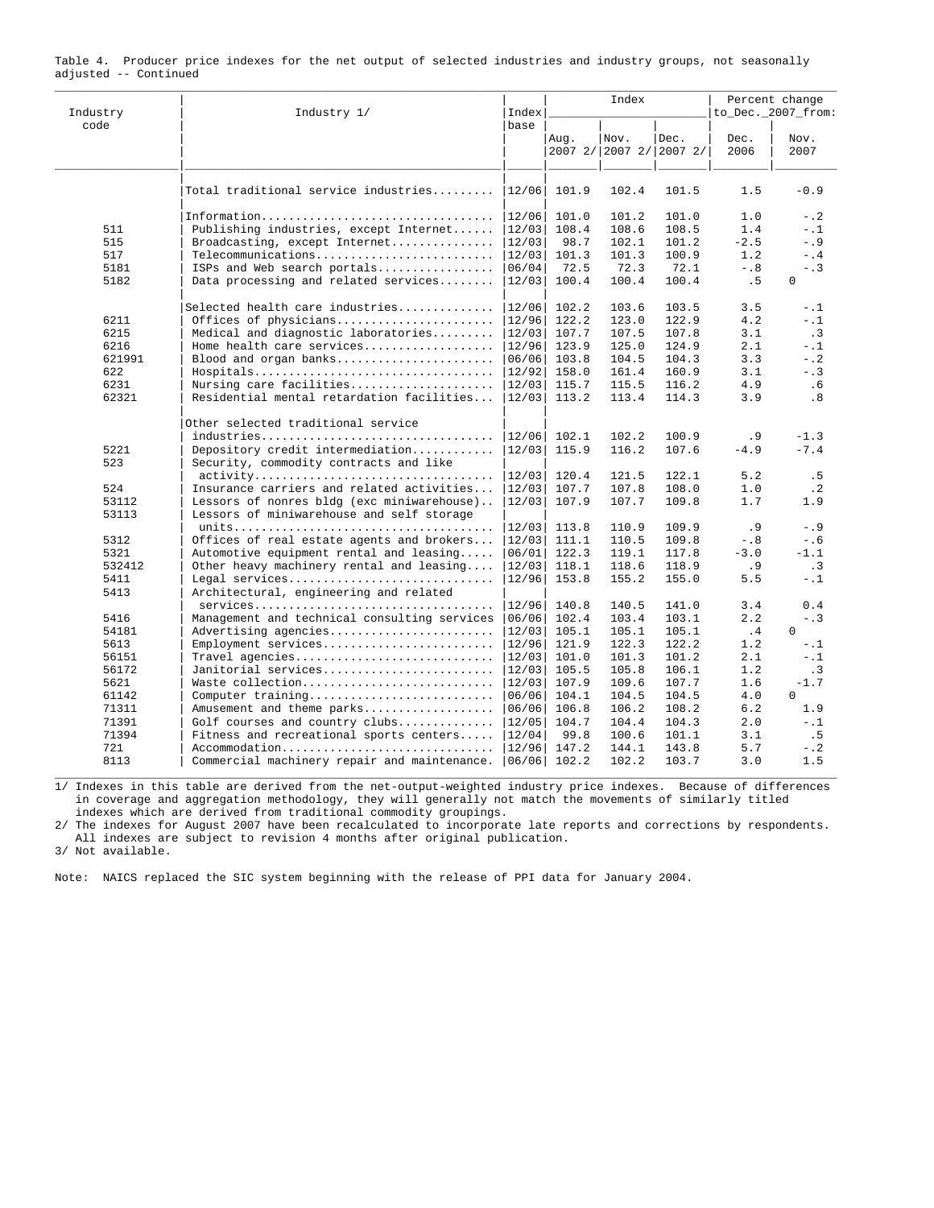Table 4. Producer price indexes for the net output of selected industries and industry groups, not seasonally adjusted -- Continued

| Industry code | Industry 1/ | Index base | Index | | | Percent change to Dec. 2007 from: | |
|---|---|---|---|---|---|---|---|
| | | | Aug. 2007 2/ | Nov. 2007 2/ | Dec. 2007 2/ | Dec. 2006 | Nov. 2007 |
| | Total traditional service industries | 12/06 | 101.9 | 102.4 | 101.5 | 1.5 | -0.9 |
| | Information | 12/06 | 101.0 | 101.2 | 101.0 | 1.0 | -.2 |
| 511 | Publishing industries, except Internet | 12/03 | 108.4 | 108.6 | 108.5 | 1.4 | -.1 |
| 515 | Broadcasting, except Internet | 12/03 | 98.7 | 102.1 | 101.2 | -2.5 | -.9 |
| 517 | Telecommunications | 12/03 | 101.3 | 101.3 | 100.9 | 1.2 | -.4 |
| 5181 | ISPs and Web search portals | 06/04 | 72.5 | 72.3 | 72.1 | -.8 | -.3 |
| 5182 | Data processing and related services | 12/03 | 100.4 | 100.4 | 100.4 | .5 | 0 |
| | Selected health care industries | 12/06 | 102.2 | 103.6 | 103.5 | 3.5 | -.1 |
| 6211 | Offices of physicians | 12/96 | 122.2 | 123.0 | 122.9 | 4.2 | -.1 |
| 6215 | Medical and diagnostic laboratories | 12/03 | 107.7 | 107.5 | 107.8 | 3.1 | .3 |
| 6216 | Home health care services | 12/96 | 123.9 | 125.0 | 124.9 | 2.1 | -.1 |
| 621991 | Blood and organ banks | 06/06 | 103.8 | 104.5 | 104.3 | 3.3 | -.2 |
| 622 | Hospitals | 12/92 | 158.0 | 161.4 | 160.9 | 3.1 | -.3 |
| 6231 | Nursing care facilities | 12/03 | 115.7 | 115.5 | 116.2 | 4.9 | .6 |
| 62321 | Residential mental retardation facilities | 12/03 | 113.2 | 113.4 | 114.3 | 3.9 | .8 |
| | Other selected traditional service industries | 12/06 | 102.1 | 102.2 | 100.9 | .9 | -1.3 |
| 5221 | Depository credit intermediation | 12/03 | 115.9 | 116.2 | 107.6 | -4.9 | -7.4 |
| 523 | Security, commodity contracts and like activity | 12/03 | 120.4 | 121.5 | 122.1 | 5.2 | .5 |
| 524 | Insurance carriers and related activities | 12/03 | 107.7 | 107.8 | 108.0 | 1.0 | .2 |
| 53112 | Lessors of nonres bldg (exc miniwarehouse) | 12/03 | 107.9 | 107.7 | 109.8 | 1.7 | 1.9 |
| 53113 | Lessors of miniwarehouse and self storage units | 12/03 | 113.8 | 110.9 | 109.9 | .9 | -.9 |
| 5312 | Offices of real estate agents and brokers | 12/03 | 111.1 | 110.5 | 109.8 | -.8 | -.6 |
| 5321 | Automotive equipment rental and leasing | 06/01 | 122.3 | 119.1 | 117.8 | -3.0 | -1.1 |
| 532412 | Other heavy machinery rental and leasing | 12/03 | 118.1 | 118.6 | 118.9 | .9 | .3 |
| 5411 | Legal services | 12/96 | 153.8 | 155.2 | 155.0 | 5.5 | -.1 |
| 5413 | Architectural, engineering and related services | 12/96 | 140.8 | 140.5 | 141.0 | 3.4 | 0.4 |
| 5416 | Management and technical consulting services | 06/06 | 102.4 | 103.4 | 103.1 | 2.2 | -.3 |
| 54181 | Advertising agencies | 12/03 | 105.1 | 105.1 | 105.1 | .4 | 0 |
| 5613 | Employment services | 12/96 | 121.9 | 122.3 | 122.2 | 1.2 | -.1 |
| 56151 | Travel agencies | 12/03 | 101.0 | 101.3 | 101.2 | 2.1 | -.1 |
| 56172 | Janitorial services | 12/03 | 105.5 | 105.8 | 106.1 | 1.2 | .3 |
| 5621 | Waste collection | 12/03 | 107.9 | 109.6 | 107.7 | 1.6 | -1.7 |
| 61142 | Computer training | 06/06 | 104.1 | 104.5 | 104.5 | 4.0 | 0 |
| 71311 | Amusement and theme parks | 06/06 | 106.8 | 106.2 | 108.2 | 6.2 | 1.9 |
| 71391 | Golf courses and country clubs | 12/05 | 104.7 | 104.4 | 104.3 | 2.0 | -.1 |
| 71394 | Fitness and recreational sports centers | 12/04 | 99.8 | 100.6 | 101.1 | 3.1 | .5 |
| 721 | Accommodation | 12/96 | 147.2 | 144.1 | 143.8 | 5.7 | -.2 |
| 8113 | Commercial machinery repair and maintenance. | 06/06 | 102.2 | 102.2 | 103.7 | 3.0 | 1.5 |

1/ Indexes in this table are derived from the net-output-weighted industry price indexes. Because of differences in coverage and aggregation methodology, they will generally not match the movements of similarly titled indexes which are derived from traditional commodity groupings.

2/ The indexes for August 2007 have been recalculated to incorporate late reports and corrections by respondents. All indexes are subject to revision 4 months after original publication.

3/ Not available.

Note: NAICS replaced the SIC system beginning with the release of PPI data for January 2004.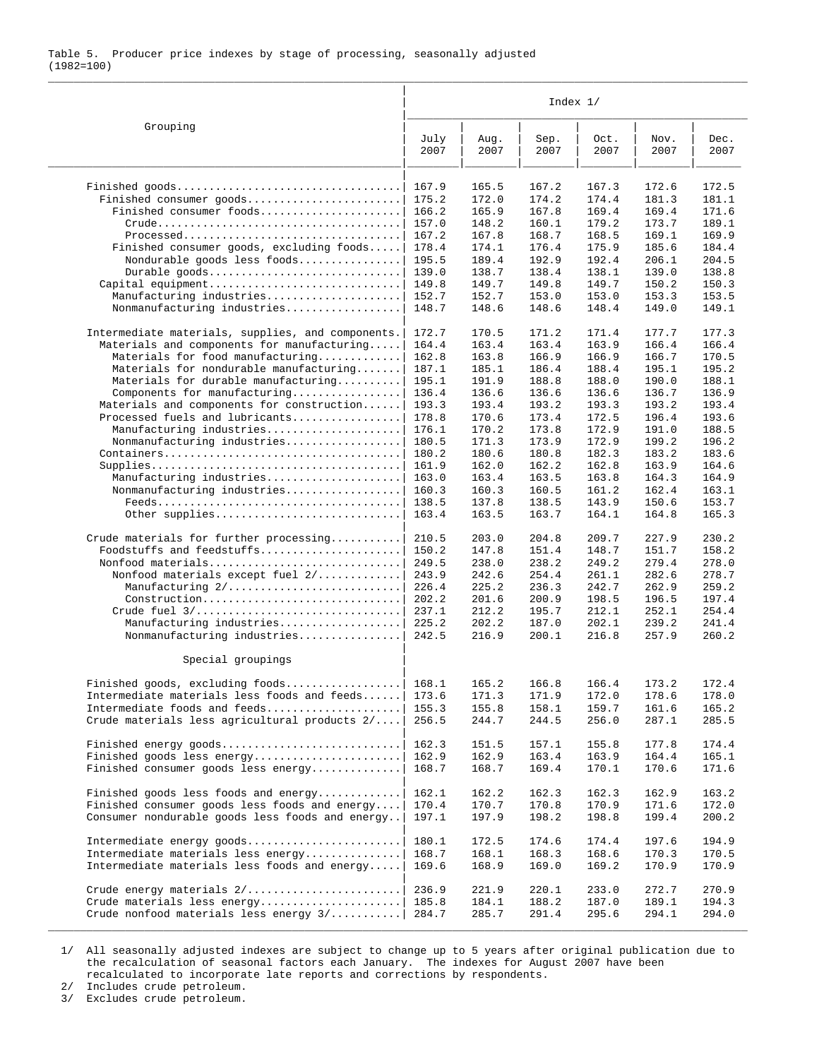Table 5. Producer price indexes by stage of processing, seasonally adjusted
(1982=100)

| Grouping | Index 1/ | | | | | |
|---|---|---|---|---|---|---|
| | July 2007 | Aug. 2007 | Sep. 2007 | Oct. 2007 | Nov. 2007 | Dec. 2007 |
| Finished goods | 167.9 | 165.5 | 167.2 | 167.3 | 172.6 | 172.5 |
| Finished consumer goods | 175.2 | 172.0 | 174.2 | 174.4 | 181.3 | 181.1 |
| Finished consumer foods | 166.2 | 165.9 | 167.8 | 169.4 | 169.4 | 171.6 |
| Crude | 157.0 | 148.2 | 160.1 | 179.2 | 173.7 | 189.1 |
| Processed | 167.2 | 167.8 | 168.7 | 168.5 | 169.1 | 169.9 |
| Finished consumer goods, excluding foods | 178.4 | 174.1 | 176.4 | 175.9 | 185.6 | 184.4 |
| Nondurable goods less foods | 195.5 | 189.4 | 192.9 | 192.4 | 206.1 | 204.5 |
| Durable goods | 139.0 | 138.7 | 138.4 | 138.1 | 139.0 | 138.8 |
| Capital equipment | 149.8 | 149.7 | 149.8 | 149.7 | 150.2 | 150.3 |
| Manufacturing industries | 152.7 | 152.7 | 153.0 | 153.0 | 153.3 | 153.5 |
| Nonmanufacturing industries | 148.7 | 148.6 | 148.6 | 148.4 | 149.0 | 149.1 |
| Intermediate materials, supplies, and components | 172.7 | 170.5 | 171.2 | 171.4 | 177.7 | 177.3 |
| Materials and components for manufacturing | 164.4 | 163.4 | 163.4 | 163.9 | 166.4 | 166.4 |
| Materials for food manufacturing | 162.8 | 163.8 | 166.9 | 166.9 | 166.7 | 170.5 |
| Materials for nondurable manufacturing | 187.1 | 185.1 | 186.4 | 188.4 | 195.1 | 195.2 |
| Materials for durable manufacturing | 195.1 | 191.9 | 188.8 | 188.0 | 190.0 | 188.1 |
| Components for manufacturing | 136.4 | 136.6 | 136.6 | 136.6 | 136.7 | 136.9 |
| Materials and components for construction | 193.3 | 193.4 | 193.2 | 193.3 | 193.2 | 193.4 |
| Processed fuels and lubricants | 178.8 | 170.6 | 173.4 | 172.5 | 196.4 | 193.6 |
| Manufacturing industries | 176.1 | 170.2 | 173.8 | 172.9 | 191.0 | 188.5 |
| Nonmanufacturing industries | 180.5 | 171.3 | 173.9 | 172.9 | 199.2 | 196.2 |
| Containers | 180.2 | 180.6 | 180.8 | 182.3 | 183.2 | 183.6 |
| Supplies | 161.9 | 162.0 | 162.2 | 162.8 | 163.9 | 164.6 |
| Manufacturing industries | 163.0 | 163.4 | 163.5 | 163.8 | 164.3 | 164.9 |
| Nonmanufacturing industries | 160.3 | 160.3 | 160.5 | 161.2 | 162.4 | 163.1 |
| Feeds | 138.5 | 137.8 | 138.5 | 143.9 | 150.6 | 153.7 |
| Other supplies | 163.4 | 163.5 | 163.7 | 164.1 | 164.8 | 165.3 |
| Crude materials for further processing | 210.5 | 203.0 | 204.8 | 209.7 | 227.9 | 230.2 |
| Foodstuffs and feedstuffs | 150.2 | 147.8 | 151.4 | 148.7 | 151.7 | 158.2 |
| Nonfood materials | 249.5 | 238.0 | 238.2 | 249.2 | 279.4 | 278.0 |
| Nonfood materials except fuel 2/ | 243.9 | 242.6 | 254.4 | 261.1 | 282.6 | 278.7 |
| Manufacturing 2/ | 226.4 | 225.2 | 236.3 | 242.7 | 262.9 | 259.2 |
| Construction | 202.2 | 201.6 | 200.9 | 198.5 | 196.5 | 197.4 |
| Crude fuel 3/ | 237.1 | 212.2 | 195.7 | 212.1 | 252.1 | 254.4 |
| Manufacturing industries | 225.2 | 202.2 | 187.0 | 202.1 | 239.2 | 241.4 |
| Nonmanufacturing industries | 242.5 | 216.9 | 200.1 | 216.8 | 257.9 | 260.2 |
| **Special groupings** | | | | | | |
| Finished goods, excluding foods | 168.1 | 165.2 | 166.8 | 166.4 | 173.2 | 172.4 |
| Intermediate materials less foods and feeds | 173.6 | 171.3 | 171.9 | 172.0 | 178.6 | 178.0 |
| Intermediate foods and feeds | 155.3 | 155.8 | 158.1 | 159.7 | 161.6 | 165.2 |
| Crude materials less agricultural products 2/ | 256.5 | 244.7 | 244.5 | 256.0 | 287.1 | 285.5 |
| Finished energy goods | 162.3 | 151.5 | 157.1 | 155.8 | 177.8 | 174.4 |
| Finished goods less energy | 162.9 | 162.9 | 163.4 | 163.9 | 164.4 | 165.1 |
| Finished consumer goods less energy | 168.7 | 168.7 | 169.4 | 170.1 | 170.6 | 171.6 |
| Finished goods less foods and energy | 162.1 | 162.2 | 162.3 | 162.3 | 162.9 | 163.2 |
| Finished consumer goods less foods and energy | 170.4 | 170.7 | 170.8 | 170.9 | 171.6 | 172.0 |
| Consumer nondurable goods less foods and energy | 197.1 | 197.9 | 198.2 | 198.8 | 199.4 | 200.2 |
| Intermediate energy goods | 180.1 | 172.5 | 174.6 | 174.4 | 197.6 | 194.9 |
| Intermediate materials less energy | 168.7 | 168.1 | 168.3 | 168.6 | 170.3 | 170.5 |
| Intermediate materials less foods and energy | 169.6 | 168.9 | 169.0 | 169.2 | 170.9 | 170.9 |
| Crude energy materials 2/ | 236.9 | 221.9 | 220.1 | 233.0 | 272.7 | 270.9 |
| Crude materials less energy | 185.8 | 184.1 | 188.2 | 187.0 | 189.1 | 194.3 |
| Crude nonfood materials less energy 3/ | 284.7 | 285.7 | 291.4 | 295.6 | 294.1 | 294.0 |

1/ All seasonally adjusted indexes are subject to change up to 5 years after original publication due to the recalculation of seasonal factors each January. The indexes for August 2007 have been recalculated to incorporate late reports and corrections by respondents.

2/ Includes crude petroleum.

3/ Excludes crude petroleum.